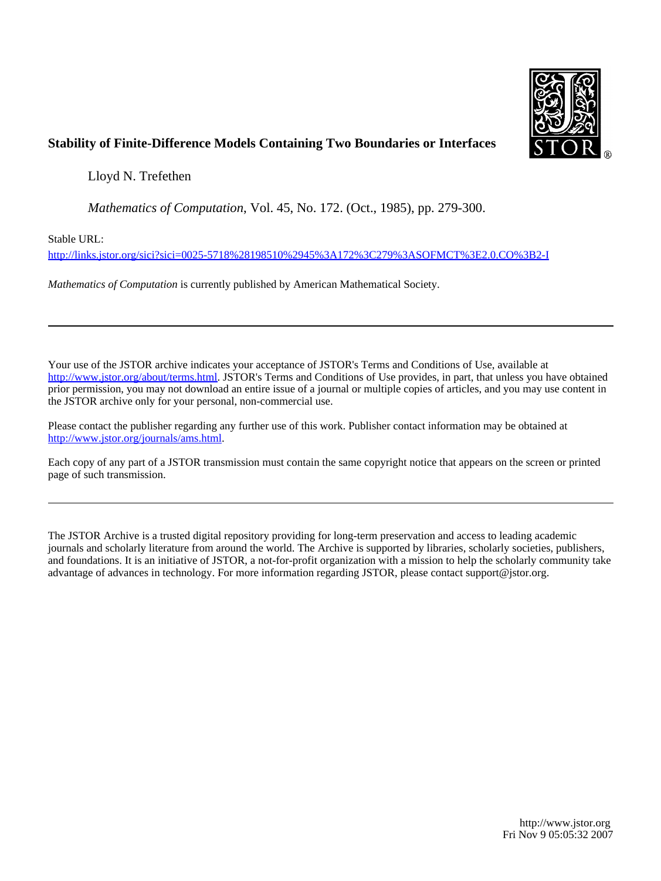**Stability of Finite-Difference Models Containing Two Boundaries or Interfaces**

Lloyd N. Trefethen

*Mathematics of Computation*, Vol. 45, No. 172. (Oct., 1985), pp. 279-300.

Stable URL:

http://links.jstor.org/sici?sici=0025-5718%28198510%2945%3A172%3C279%3ASOFMCT%3E2.0.CO%3B2-I

*Mathematics of Computation* is currently published by American Mathematical Society.

---

Your use of the JSTOR archive indicates your acceptance of JSTOR's Terms and Conditions of Use, available at http://www.jstor.org/about/terms.html. JSTOR's Terms and Conditions of Use provides, in part, that unless you have obtained prior permission, you may not download an entire issue of a journal or multiple copies of articles, and you may use content in the JSTOR archive only for your personal, non-commercial use.

Please contact the publisher regarding any further use of this work. Publisher contact information may be obtained at http://www.jstor.org/journals/ams.html.

Each copy of any part of a JSTOR transmission must contain the same copyright notice that appears on the screen or printed page of such transmission.

---

The JSTOR Archive is a trusted digital repository providing for long-term preservation and access to leading academic journals and scholarly literature from around the world. The Archive is supported by libraries, scholarly societies, publishers, and foundations. It is an initiative of JSTOR, a not-for-profit organization with a mission to help the scholarly community take advantage of advances in technology. For more information regarding JSTOR, please contact support@jstor.org.

http://www.jstor.org
Fri Nov 9 05:05:32 2007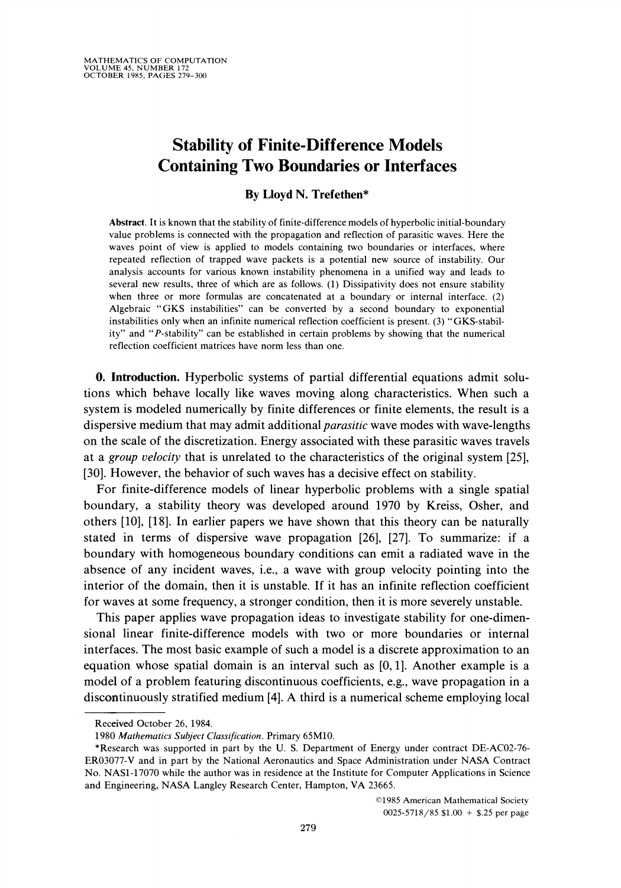MATHEMATICS OF COMPUTATION
VOLUME 45, NUMBER 172
OCTOBER 1985, PAGES 279–300

# Stability of Finite-Difference Models Containing Two Boundaries or Interfaces

**By Lloyd N. Trefethen***

**Abstract.** It is known that the stability of finite-difference models of hyperbolic initial-boundary value problems is connected with the propagation and reflection of parasitic waves. Here the waves point of view is applied to models containing two boundaries or interfaces, where repeated reflection of trapped wave packets is a potential new source of instability. Our analysis accounts for various known instability phenomena in a unified way and leads to several new results, three of which are as follows. (1) Dissipativity does not ensure stability when three or more formulas are concatenated at a boundary or internal interface. (2) Algebraic "GKS instabilities" can be converted by a second boundary to exponential instabilities only when an infinite numerical reflection coefficient is present. (3) "GKS-stability" and "$P$-stability" can be established in certain problems by showing that the numerical reflection coefficient matrices have norm less than one.

**0. Introduction.** Hyperbolic systems of partial differential equations admit solutions which behave locally like waves moving along characteristics. When such a system is modeled numerically by finite differences or finite elements, the result is a dispersive medium that may admit additional *parasitic* wave modes with wave-lengths on the scale of the discretization. Energy associated with these parasitic waves travels at a *group velocity* that is unrelated to the characteristics of the original system [25], [30]. However, the behavior of such waves has a decisive effect on stability.

For finite-difference models of linear hyperbolic problems with a single spatial boundary, a stability theory was developed around 1970 by Kreiss, Osher, and others [10], [18]. In earlier papers we have shown that this theory can be naturally stated in terms of dispersive wave propagation [26], [27]. To summarize: if a boundary with homogeneous boundary conditions can emit a radiated wave in the absence of any incident waves, i.e., a wave with group velocity pointing into the interior of the domain, then it is unstable. If it has an infinite reflection coefficient for waves at some frequency, a stronger condition, then it is more severely unstable.

This paper applies wave propagation ideas to investigate stability for one-dimensional linear finite-difference models with two or more boundaries or internal interfaces. The most basic example of such a model is a discrete approximation to an equation whose spatial domain is an interval such as $[0, 1]$. Another example is a model of a problem featuring discontinuous coefficients, e.g., wave propagation in a discontinuously stratified medium [4]. A third is a numerical scheme employing local

---

Received October 26, 1984.

1980 *Mathematics Subject Classification.* Primary 65M10.

*Research was supported in part by the U. S. Department of Energy under contract DE-AC02-76-ER03077-V and in part by the National Aeronautics and Space Administration under NASA Contract No. NAS1-17070 while the author was in residence at the Institute for Computer Applications in Science and Engineering, NASA Langley Research Center, Hampton, VA 23665.

©1985 American Mathematical Society
0025-5718/85 $1.00 + $.25 per page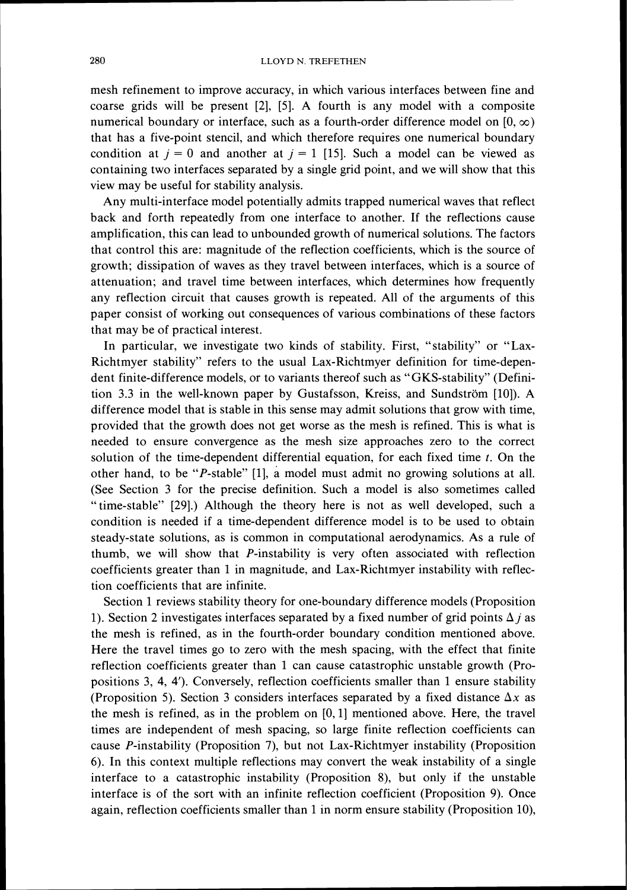mesh refinement to improve accuracy, in which various interfaces between fine and coarse grids will be present [2], [5]. A fourth is any model with a composite numerical boundary or interface, such as a fourth-order difference model on $[0, \infty)$ that has a five-point stencil, and which therefore requires one numerical boundary condition at $j = 0$ and another at $j = 1$ [15]. Such a model can be viewed as containing two interfaces separated by a single grid point, and we will show that this view may be useful for stability analysis.

Any multi-interface model potentially admits trapped numerical waves that reflect back and forth repeatedly from one interface to another. If the reflections cause amplification, this can lead to unbounded growth of numerical solutions. The factors that control this are: magnitude of the reflection coefficients, which is the source of growth; dissipation of waves as they travel between interfaces, which is a source of attenuation; and travel time between interfaces, which determines how frequently any reflection circuit that causes growth is repeated. All of the arguments of this paper consist of working out consequences of various combinations of these factors that may be of practical interest.

In particular, we investigate two kinds of stability. First, "stability" or "Lax-Richtmyer stability" refers to the usual Lax-Richtmyer definition for time-dependent finite-difference models, or to variants thereof such as "GKS-stability" (Definition 3.3 in the well-known paper by Gustafsson, Kreiss, and Sundström [10]). A difference model that is stable in this sense may admit solutions that grow with time, provided that the growth does not get worse as the mesh is refined. This is what is needed to ensure convergence as the mesh size approaches zero to the correct solution of the time-dependent differential equation, for each fixed time $t$. On the other hand, to be "$P$-stable" [1], a model must admit no growing solutions at all. (See Section 3 for the precise definition. Such a model is also sometimes called "time-stable" [29].) Although the theory here is not as well developed, such a condition is needed if a time-dependent difference model is to be used to obtain steady-state solutions, as is common in computational aerodynamics. As a rule of thumb, we will show that $P$-instability is very often associated with reflection coefficients greater than 1 in magnitude, and Lax-Richtmyer instability with reflection coefficients that are infinite.

Section 1 reviews stability theory for one-boundary difference models (Proposition 1). Section 2 investigates interfaces separated by a fixed number of grid points $\Delta j$ as the mesh is refined, as in the fourth-order boundary condition mentioned above. Here the travel times go to zero with the mesh spacing, with the effect that finite reflection coefficients greater than 1 can cause catastrophic unstable growth (Propositions 3, 4, 4′). Conversely, reflection coefficients smaller than 1 ensure stability (Proposition 5). Section 3 considers interfaces separated by a fixed distance $\Delta x$ as the mesh is refined, as in the problem on $[0, 1]$ mentioned above. Here, the travel times are independent of mesh spacing, so large finite reflection coefficients can cause $P$-instability (Proposition 7), but not Lax-Richtmyer instability (Proposition 6). In this context multiple reflections may convert the weak instability of a single interface to a catastrophic instability (Proposition 8), but only if the unstable interface is of the sort with an infinite reflection coefficient (Proposition 9). Once again, reflection coefficients smaller than 1 in norm ensure stability (Proposition 10),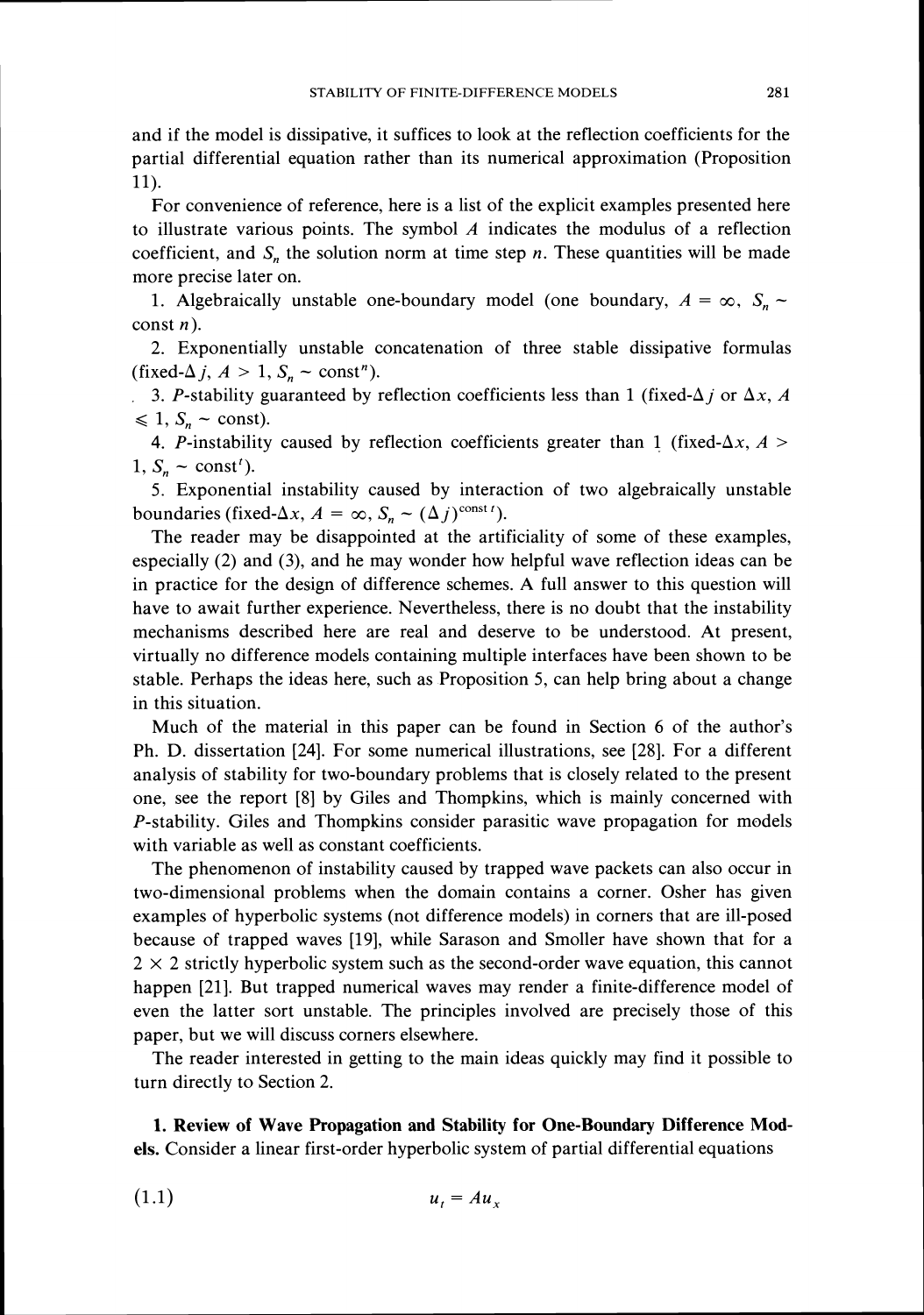and if the model is dissipative, it suffices to look at the reflection coefficients for the partial differential equation rather than its numerical approximation (Proposition 11).

For convenience of reference, here is a list of the explicit examples presented here to illustrate various points. The symbol $A$ indicates the modulus of a reflection coefficient, and $S_n$ the solution norm at time step $n$. These quantities will be made more precise later on.

1. Algebraically unstable one-boundary model (one boundary, $A = \infty$, $S_n \sim$ const $n$).

2. Exponentially unstable concatenation of three stable dissipative formulas (fixed-$\Delta j$, $A > 1$, $S_n \sim \text{const}^n$).

3. $P$-stability guaranteed by reflection coefficients less than 1 (fixed-$\Delta j$ or $\Delta x$, $A \leq 1$, $S_n \sim$ const).

4. $P$-instability caused by reflection coefficients greater than 1 (fixed-$\Delta x$, $A > 1$, $S_n \sim \text{const}^t$).

5. Exponential instability caused by interaction of two algebraically unstable boundaries (fixed-$\Delta x$, $A = \infty$, $S_n \sim (\Delta j)^{\text{const}\, t}$).

The reader may be disappointed at the artificiality of some of these examples, especially (2) and (3), and he may wonder how helpful wave reflection ideas can be in practice for the design of difference schemes. A full answer to this question will have to await further experience. Nevertheless, there is no doubt that the instability mechanisms described here are real and deserve to be understood. At present, virtually no difference models containing multiple interfaces have been shown to be stable. Perhaps the ideas here, such as Proposition 5, can help bring about a change in this situation.

Much of the material in this paper can be found in Section 6 of the author's Ph. D. dissertation [24]. For some numerical illustrations, see [28]. For a different analysis of stability for two-boundary problems that is closely related to the present one, see the report [8] by Giles and Thompkins, which is mainly concerned with $P$-stability. Giles and Thompkins consider parasitic wave propagation for models with variable as well as constant coefficients.

The phenomenon of instability caused by trapped wave packets can also occur in two-dimensional problems when the domain contains a corner. Osher has given examples of hyperbolic systems (not difference models) in corners that are ill-posed because of trapped waves [19], while Sarason and Smoller have shown that for a $2 \times 2$ strictly hyperbolic system such as the second-order wave equation, this cannot happen [21]. But trapped numerical waves may render a finite-difference model of even the latter sort unstable. The principles involved are precisely those of this paper, but we will discuss corners elsewhere.

The reader interested in getting to the main ideas quickly may find it possible to turn directly to Section 2.

**1. Review of Wave Propagation and Stability for One-Boundary Difference Models.** Consider a linear first-order hyperbolic system of partial differential equations

$$u_t = Au_x \tag{1.1}$$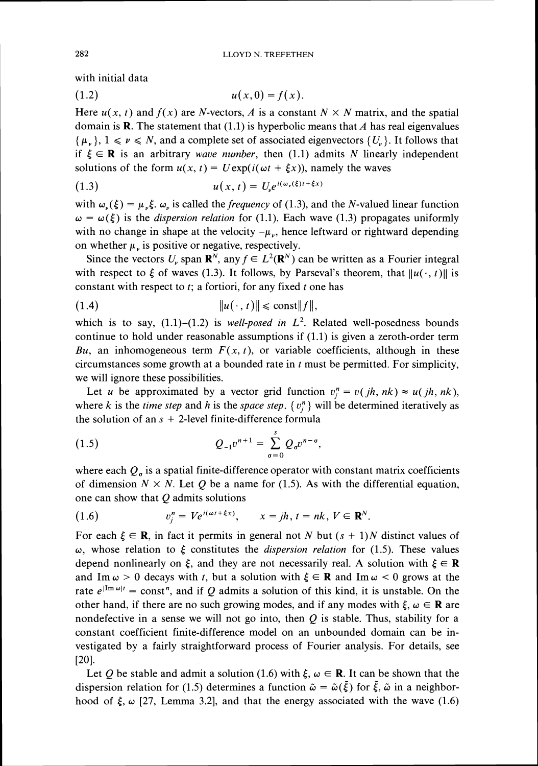with initial data

$$(1.2) \qquad u(x,0) = f(x).$$

Here $u(x, t)$ and $f(x)$ are $N$-vectors, $A$ is a constant $N \times N$ matrix, and the spatial domain is $\mathbf{R}$. The statement that (1.1) is hyperbolic means that $A$ has real eigenvalues $\{\mu_\nu\}$, $1 \leqslant \nu \leqslant N$, and a complete set of associated eigenvectors $\{U_\nu\}$. It follows that if $\xi \in \mathbf{R}$ is an arbitrary *wave number*, then (1.1) admits $N$ linearly independent solutions of the form $u(x, t) = U\exp(i(\omega t + \xi x))$, namely the waves

$$(1.3) \qquad u(x,t) = U_\nu e^{i(\omega_\nu(\xi)t + \xi x)}$$

with $\omega_\nu(\xi) = \mu_\nu \xi$. $\omega_\nu$ is called the *frequency* of (1.3), and the $N$-valued linear function $\omega = \omega(\xi)$ is the *dispersion relation* for (1.1). Each wave (1.3) propagates uniformly with no change in shape at the velocity $-\mu_\nu$, hence leftward or rightward depending on whether $\mu_\nu$ is positive or negative, respectively.

Since the vectors $U_\nu$ span $\mathbf{R}^N$, any $f \in L^2(\mathbf{R}^N)$ can be written as a Fourier integral with respect to $\xi$ of waves (1.3). It follows, by Parseval's theorem, that $\|u(\cdot, t)\|$ is constant with respect to $t$; a fortiori, for any fixed $t$ one has

$$(1.4) \qquad \|u(\cdot, t)\| \leqslant \text{const}\|f\|,$$

which is to say, (1.1)–(1.2) is *well-posed in* $L^2$. Related well-posedness bounds continue to hold under reasonable assumptions if (1.1) is given a zeroth-order term $Bu$, an inhomogeneous term $F(x, t)$, or variable coefficients, although in these circumstances some growth at a bounded rate in $t$ must be permitted. For simplicity, we will ignore these possibilities.

Let $u$ be approximated by a vector grid function $v_j^n = v(jh, nk) \approx u(jh, nk)$, where $k$ is the *time step* and $h$ is the *space step*. $\{v_j^n\}$ will be determined iteratively as the solution of an $s + 2$-level finite-difference formula

$$(1.5) \qquad Q_{-1}v^{n+1} = \sum_{\sigma=0}^{s} Q_\sigma v^{n-\sigma},$$

where each $Q_\sigma$ is a spatial finite-difference operator with constant matrix coefficients of dimension $N \times N$. Let $Q$ be a name for (1.5). As with the differential equation, one can show that $Q$ admits solutions

$$(1.6) \qquad v_j^n = Ve^{i(\omega t + \xi x)}, \qquad x = jh,\ t = nk,\ V \in \mathbf{R}^N.$$

For each $\xi \in \mathbf{R}$, in fact it permits in general not $N$ but $(s + 1)N$ distinct values of $\omega$, whose relation to $\xi$ constitutes the *dispersion relation* for (1.5). These values depend nonlinearly on $\xi$, and they are not necessarily real. A solution with $\xi \in \mathbf{R}$ and $\operatorname{Im}\omega > 0$ decays with $t$, but a solution with $\xi \in \mathbf{R}$ and $\operatorname{Im}\omega < 0$ grows at the rate $e^{|\operatorname{Im}\omega|t} = \text{const}^n$, and if $Q$ admits a solution of this kind, it is unstable. On the other hand, if there are no such growing modes, and if any modes with $\xi, \omega \in \mathbf{R}$ are nondefective in a sense we will not go into, then $Q$ is stable. Thus, stability for a constant coefficient finite-difference model on an unbounded domain can be investigated by a fairly straightforward process of Fourier analysis. For details, see [20].

Let $Q$ be stable and admit a solution (1.6) with $\xi, \omega \in \mathbf{R}$. It can be shown that the dispersion relation for (1.5) determines a function $\tilde{\omega} = \tilde{\omega}(\tilde{\xi})$ for $\tilde{\xi}, \tilde{\omega}$ in a neighborhood of $\xi, \omega$ [27, Lemma 3.2], and that the energy associated with the wave (1.6)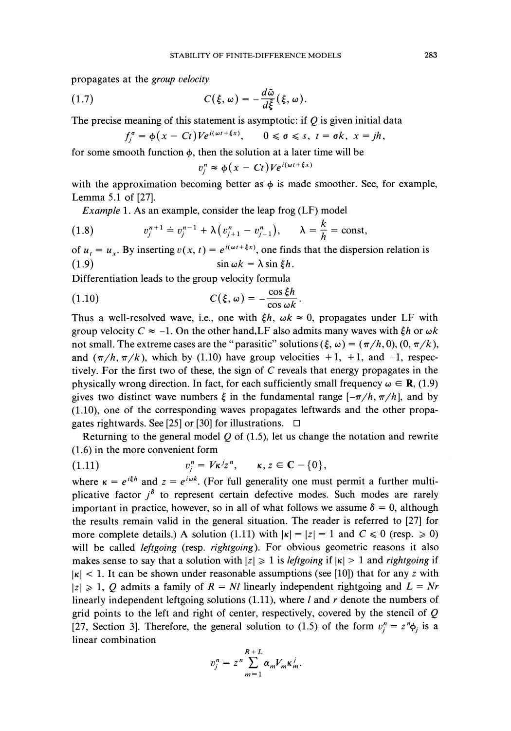propagates at the *group velocity*

$$C(\xi,\omega) = -\frac{d\tilde{\omega}}{d\xi}(\xi,\omega). \tag{1.7}$$

The precise meaning of this statement is asymptotic: if $Q$ is given initial data

$$f_j^\sigma = \phi(x - Ct)Ve^{i(\omega t + \xi x)}, \qquad 0 \leqslant \sigma \leqslant s,\ t = \sigma k,\ x = jh,$$

for some smooth function $\phi$, then the solution at a later time will be

$$v_j^n \approx \phi(x - Ct)Ve^{i(\omega t + \xi x)}$$

with the approximation becoming better as $\phi$ is made smoother. See, for example, Lemma 5.1 of [27].

*Example* 1. As an example, consider the leap frog (LF) model

$$v_j^{n+1} \doteq v_j^{n-1} + \lambda\left(v_{j+1}^n - v_{j-1}^n\right), \qquad \lambda = \frac{k}{h} = \text{const}, \tag{1.8}$$

of $u_t = u_x$. By inserting $v(x,t) = e^{i(\omega t + \xi x)}$, one finds that the dispersion relation is

$$\sin \omega k = \lambda \sin \xi h. \tag{1.9}$$

Differentiation leads to the group velocity formula

$$C(\xi,\omega) = -\frac{\cos \xi h}{\cos \omega k}. \tag{1.10}$$

Thus a well-resolved wave, i.e., one with $\xi h$, $\omega k \approx 0$, propagates under LF with group velocity $C \approx -1$. On the other hand, LF also admits many waves with $\xi h$ or $\omega k$ not small. The extreme cases are the "parasitic" solutions $(\xi,\omega) = (\pi/h, 0)$, $(0, \pi/k)$, and $(\pi/h, \pi/k)$, which by (1.10) have group velocities $+1$, $+1$, and $-1$, respectively. For the first two of these, the sign of $C$ reveals that energy propagates in the physically wrong direction. In fact, for each sufficiently small frequency $\omega \in \mathbf{R}$, (1.9) gives two distinct wave numbers $\xi$ in the fundamental range $[-\pi/h, \pi/h]$, and by (1.10), one of the corresponding waves propagates leftwards and the other propagates rightwards. See [25] or [30] for illustrations. $\square$

Returning to the general model $Q$ of (1.5), let us change the notation and rewrite (1.6) in the more convenient form

$$v_j^n = V\kappa^j z^n, \qquad \kappa, z \in \mathbf{C} - \{0\}, \tag{1.11}$$

where $\kappa = e^{i\xi h}$ and $z = e^{i\omega k}$. (For full generality one must permit a further multiplicative factor $j^\delta$ to represent certain defective modes. Such modes are rarely important in practice, however, so in all of what follows we assume $\delta = 0$, although the results remain valid in the general situation. The reader is referred to [27] for more complete details.) A solution (1.11) with $|\kappa| = |z| = 1$ and $C \leqslant 0$ (resp. $\geqslant 0$) will be called *leftgoing* (resp. *rightgoing*). For obvious geometric reasons it also makes sense to say that a solution with $|z| \geqslant 1$ is *leftgoing* if $|\kappa| > 1$ and *rightgoing* if $|\kappa| < 1$. It can be shown under reasonable assumptions (see [10]) that for any $z$ with $|z| \geqslant 1$, $Q$ admits a family of $R = Nl$ linearly independent rightgoing and $L = Nr$ linearly independent leftgoing solutions (1.11), where $l$ and $r$ denote the numbers of grid points to the left and right of center, respectively, covered by the stencil of $Q$ [27, Section 3]. Therefore, the general solution to (1.5) of the form $v_j^n = z^n \phi_j$ is a linear combination

$$v_j^n = z^n \sum_{m=1}^{R+L} \alpha_m V_m \kappa_m^j.$$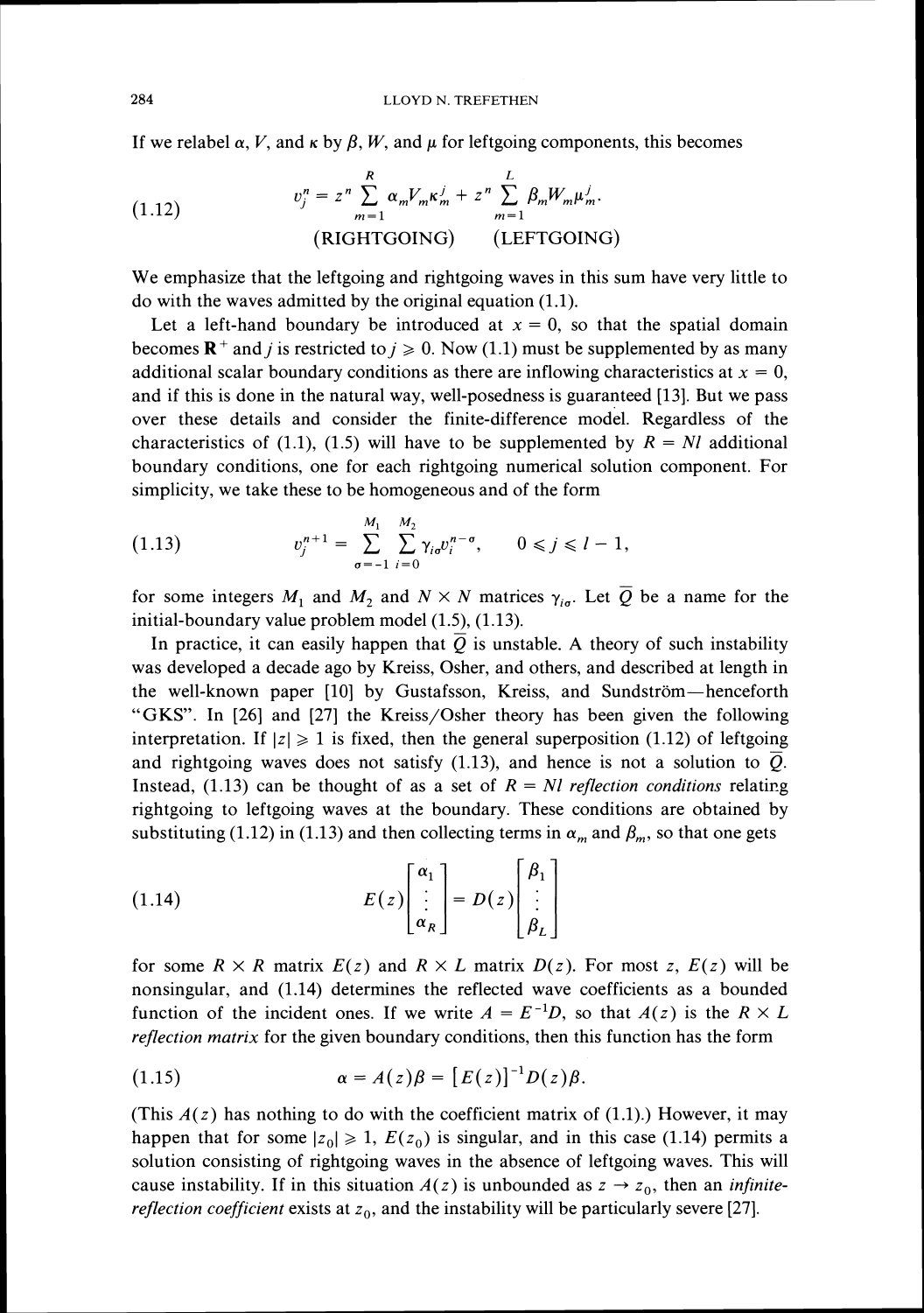If we relabel $\alpha$, $V$, and $\kappa$ by $\beta$, $W$, and $\mu$ for leftgoing components, this becomes

$$v_j^n = z^n \sum_{m=1}^{R} \alpha_m V_m \kappa_m^j + z^n \sum_{m=1}^{L} \beta_m W_m \mu_m^j. \tag{1.12}$$

$$\text{(RIGHTGOING)} \qquad \text{(LEFTGOING)}$$

We emphasize that the leftgoing and rightgoing waves in this sum have very little to do with the waves admitted by the original equation (1.1).

Let a left-hand boundary be introduced at $x = 0$, so that the spatial domain becomes $\mathbf{R}^+$ and $j$ is restricted to $j \geq 0$. Now (1.1) must be supplemented by as many additional scalar boundary conditions as there are inflowing characteristics at $x = 0$, and if this is done in the natural way, well-posedness is guaranteed [13]. But we pass over these details and consider the finite-difference model. Regardless of the characteristics of (1.1), (1.5) will have to be supplemented by $R = Nl$ additional boundary conditions, one for each rightgoing numerical solution component. For simplicity, we take these to be homogeneous and of the form

$$v_j^{n+1} = \sum_{\sigma=-1}^{M_1} \sum_{i=0}^{M_2} \gamma_{i\sigma} v_i^{n-\sigma}, \qquad 0 \leq j \leq l-1, \tag{1.13}$$

for some integers $M_1$ and $M_2$ and $N \times N$ matrices $\gamma_{i\sigma}$. Let $\overline{Q}$ be a name for the initial-boundary value problem model (1.5), (1.13).

In practice, it can easily happen that $\overline{Q}$ is unstable. A theory of such instability was developed a decade ago by Kreiss, Osher, and others, and described at length in the well-known paper [10] by Gustafsson, Kreiss, and Sundström—henceforth "GKS". In [26] and [27] the Kreiss/Osher theory has been given the following interpretation. If $|z| \geq 1$ is fixed, then the general superposition (1.12) of leftgoing and rightgoing waves does not satisfy (1.13), and hence is not a solution to $\overline{Q}$. Instead, (1.13) can be thought of as a set of $R = Nl$ *reflection conditions* relating rightgoing to leftgoing waves at the boundary. These conditions are obtained by substituting (1.12) in (1.13) and then collecting terms in $\alpha_m$ and $\beta_m$, so that one gets

$$E(z)\begin{bmatrix} \alpha_1 \\ \vdots \\ \alpha_R \end{bmatrix} = D(z)\begin{bmatrix} \beta_1 \\ \vdots \\ \beta_L \end{bmatrix} \tag{1.14}$$

for some $R \times R$ matrix $E(z)$ and $R \times L$ matrix $D(z)$. For most $z$, $E(z)$ will be nonsingular, and (1.14) determines the reflected wave coefficients as a bounded function of the incident ones. If we write $A = E^{-1}D$, so that $A(z)$ is the $R \times L$ *reflection matrix* for the given boundary conditions, then this function has the form

$$\alpha = A(z)\beta = [E(z)]^{-1}D(z)\beta. \tag{1.15}$$

(This $A(z)$ has nothing to do with the coefficient matrix of (1.1).) However, it may happen that for some $|z_0| \geq 1$, $E(z_0)$ is singular, and in this case (1.14) permits a solution consisting of rightgoing waves in the absence of leftgoing waves. This will cause instability. If in this situation $A(z)$ is unbounded as $z \to z_0$, then an *infinite-reflection coefficient* exists at $z_0$, and the instability will be particularly severe [27].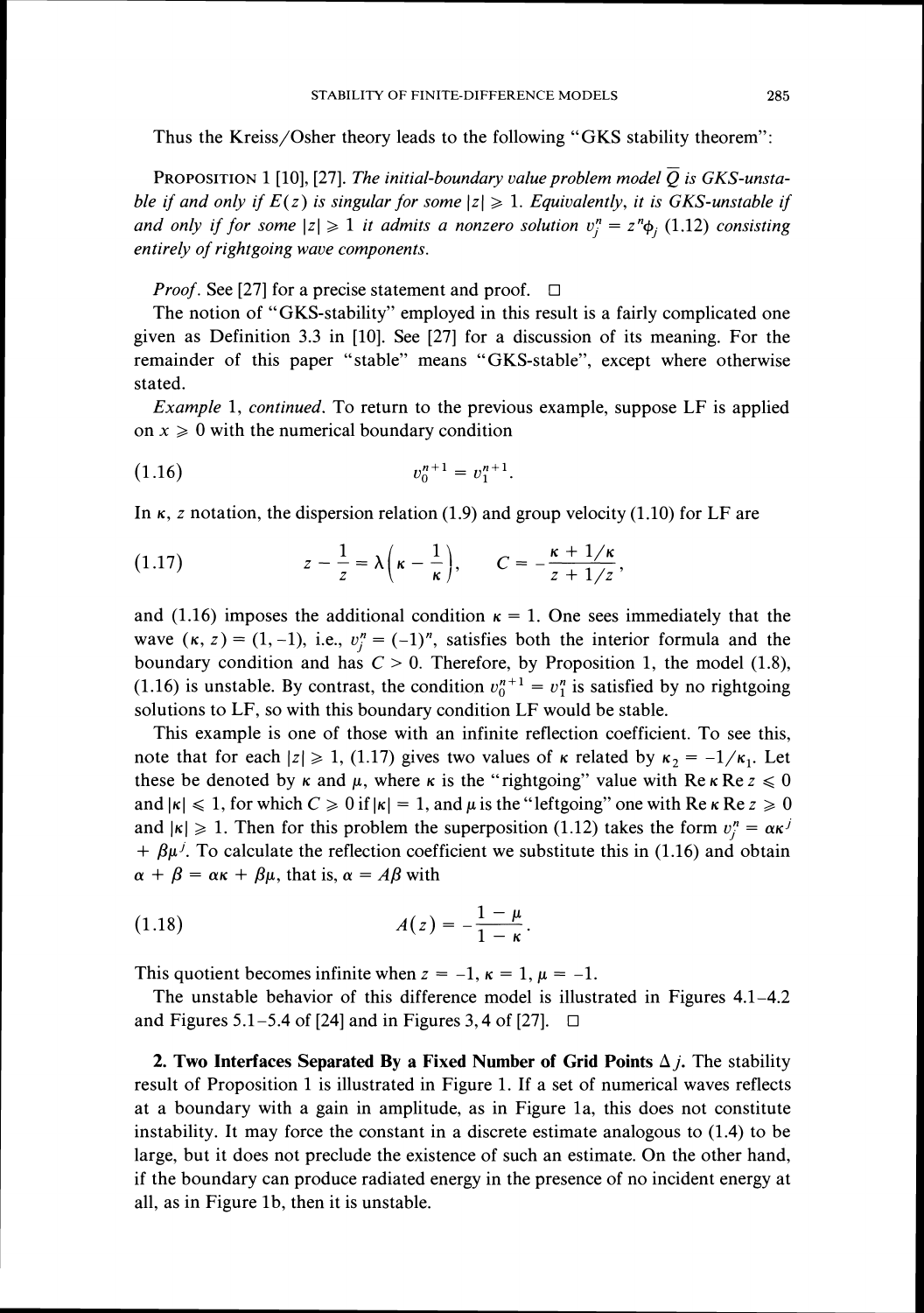Thus the Kreiss/Osher theory leads to the following "GKS stability theorem":

PROPOSITION 1 [10], [27]. *The initial-boundary value problem model $\overline{Q}$ is GKS-unstable if and only if $E(z)$ is singular for some $|z| \geqslant 1$. Equivalently, it is GKS-unstable if and only if for some $|z| \geqslant 1$ it admits a nonzero solution $v_j^n = z^n \phi_j$ (1.12) consisting entirely of rightgoing wave components.*

*Proof.* See [27] for a precise statement and proof. □

The notion of "GKS-stability" employed in this result is a fairly complicated one given as Definition 3.3 in [10]. See [27] for a discussion of its meaning. For the remainder of this paper "stable" means "GKS-stable", except where otherwise stated.

*Example* 1, *continued.* To return to the previous example, suppose LF is applied on $x \geqslant 0$ with the numerical boundary condition

$$v_0^{n+1} = v_1^{n+1}. \tag{1.16}$$

In $\kappa$, $z$ notation, the dispersion relation (1.9) and group velocity (1.10) for LF are

$$z - \frac{1}{z} = \lambda\left(\kappa - \frac{1}{\kappa}\right), \qquad C = -\frac{\kappa + 1/\kappa}{z + 1/z}, \tag{1.17}$$

and (1.16) imposes the additional condition $\kappa = 1$. One sees immediately that the wave $(\kappa, z) = (1, -1)$, i.e., $v_j^n = (-1)^n$, satisfies both the interior formula and the boundary condition and has $C > 0$. Therefore, by Proposition 1, the model (1.8), (1.16) is unstable. By contrast, the condition $v_0^{n+1} = v_1^n$ is satisfied by no rightgoing solutions to LF, so with this boundary condition LF would be stable.

This example is one of those with an infinite reflection coefficient. To see this, note that for each $|z| \geqslant 1$, (1.17) gives two values of $\kappa$ related by $\kappa_2 = -1/\kappa_1$. Let these be denoted by $\kappa$ and $\mu$, where $\kappa$ is the "rightgoing" value with $\operatorname{Re}\kappa \operatorname{Re} z \leqslant 0$ and $|\kappa| \leqslant 1$, for which $C \geqslant 0$ if $|\kappa| = 1$, and $\mu$ is the "leftgoing" one with $\operatorname{Re}\kappa \operatorname{Re} z \geqslant 0$ and $|\kappa| \geqslant 1$. Then for this problem the superposition (1.12) takes the form $v_j^n = \alpha\kappa^j + \beta\mu^j$. To calculate the reflection coefficient we substitute this in (1.16) and obtain $\alpha + \beta = \alpha\kappa + \beta\mu$, that is, $\alpha = A\beta$ with

$$A(z) = -\frac{1 - \mu}{1 - \kappa}. \tag{1.18}$$

This quotient becomes infinite when $z = -1$, $\kappa = 1$, $\mu = -1$.

The unstable behavior of this difference model is illustrated in Figures 4.1–4.2 and Figures 5.1–5.4 of [24] and in Figures 3, 4 of [27]. □

**2. Two Interfaces Separated By a Fixed Number of Grid Points $\Delta j$.** The stability result of Proposition 1 is illustrated in Figure 1. If a set of numerical waves reflects at a boundary with a gain in amplitude, as in Figure 1a, this does not constitute instability. It may force the constant in a discrete estimate analogous to (1.4) to be large, but it does not preclude the existence of such an estimate. On the other hand, if the boundary can produce radiated energy in the presence of no incident energy at all, as in Figure 1b, then it is unstable.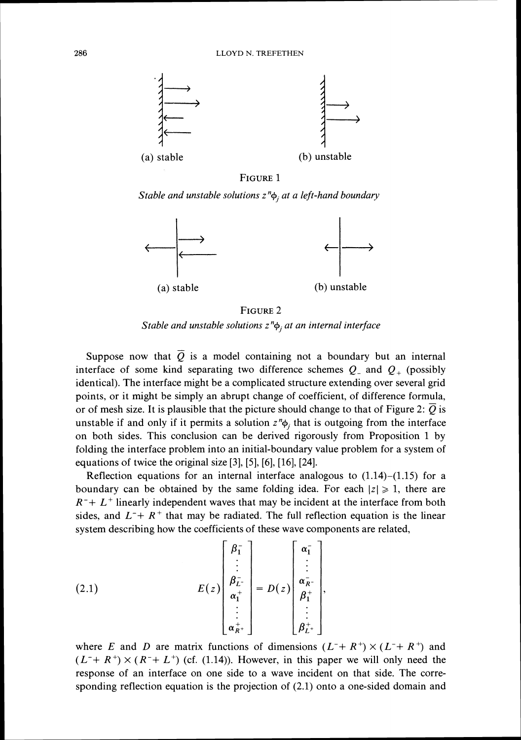(a) stable (b) unstable

FIGURE 1

*Stable and unstable solutions $z^n\phi_j$ at a left-hand boundary*

(a) stable (b) unstable

FIGURE 2

*Stable and unstable solutions $z^n\phi_j$ at an internal interface*

Suppose now that $\overline{Q}$ is a model containing not a boundary but an internal interface of some kind separating two difference schemes $Q_-$ and $Q_+$ (possibly identical). The interface might be a complicated structure extending over several grid points, or it might be simply an abrupt change of coefficient, of difference formula, or of mesh size. It is plausible that the picture should change to that of Figure 2: $\overline{Q}$ is unstable if and only if it permits a solution $z^n\phi_j$ that is outgoing from the interface on both sides. This conclusion can be derived rigorously from Proposition 1 by folding the interface problem into an initial-boundary value problem for a system of equations of twice the original size [3], [5], [6], [16], [24].

Reflection equations for an internal interface analogous to (1.14)–(1.15) for a boundary can be obtained by the same folding idea. For each $|z| \geqslant 1$, there are $R^- + L^+$ linearly independent waves that may be incident at the interface from both sides, and $L^- + R^+$ that may be radiated. The full reflection equation is the linear system describing how the coefficients of these wave components are related,

$$E(z)\begin{bmatrix} \beta_1^- \\ \vdots \\ \beta_{L^-}^- \\ \alpha_1^+ \\ \vdots \\ \alpha_{R^+}^+ \end{bmatrix} = D(z)\begin{bmatrix} \alpha_1^- \\ \vdots \\ \alpha_{R^-}^- \\ \beta_1^+ \\ \vdots \\ \beta_{L^+}^+ \end{bmatrix}, \tag{2.1}$$

where $E$ and $D$ are matrix functions of dimensions $(L^- + R^+) \times (L^- + R^+)$ and $(L^- + R^+) \times (R^- + L^+)$ (cf. (1.14)). However, in this paper we will only need the response of an interface on one side to a wave incident on that side. The corresponding reflection equation is the projection of (2.1) onto a one-sided domain and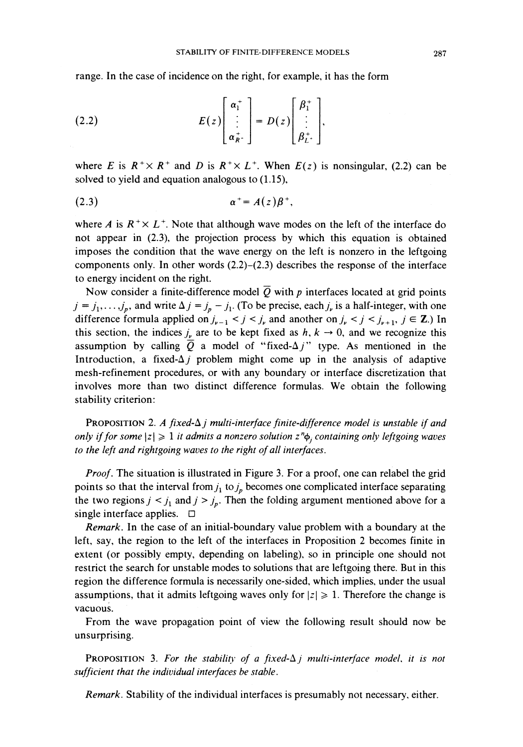range. In the case of incidence on the right, for example, it has the form

$$E(z)\begin{bmatrix} \alpha_1^+ \\ \vdots \\ \alpha_{R^-}^+ \end{bmatrix} = D(z)\begin{bmatrix} \beta_1^+ \\ \vdots \\ \beta_{L^-}^+ \end{bmatrix}, \tag{2.2}$$

where $E$ is $R^+ \times R^+$ and $D$ is $R^+ \times L^+$. When $E(z)$ is nonsingular, (2.2) can be solved to yield and equation analogous to (1.15),

$$\alpha^+ = A(z)\beta^+, \tag{2.3}$$

where $A$ is $R^+ \times L^+$. Note that although wave modes on the left of the interface do not appear in (2.3), the projection process by which this equation is obtained imposes the condition that the wave energy on the left is nonzero in the leftgoing components only. In other words (2.2)–(2.3) describes the response of the interface to energy incident on the right.

Now consider a finite-difference model $\overline{Q}$ with $p$ interfaces located at grid points $j = j_1, \ldots, j_p$, and write $\Delta j = j_p - j_1$. (To be precise, each $j_\nu$ is a half-integer, with one difference formula applied on $j_{\nu-1} < j < j_\nu$ and another on $j_\nu < j < j_{\nu+1}$, $j \in \mathbf{Z}$.) In this section, the indices $j_\nu$ are to be kept fixed as $h, k \to 0$, and we recognize this assumption by calling $\overline{Q}$ a model of "fixed-$\Delta j$" type. As mentioned in the Introduction, a fixed-$\Delta j$ problem might come up in the analysis of adaptive mesh-refinement procedures, or with any boundary or interface discretization that involves more than two distinct difference formulas. We obtain the following stability criterion:

PROPOSITION 2. *A fixed-$\Delta j$ multi-interface finite-difference model is unstable if and only if for some $|z| \geq 1$ it admits a nonzero solution $z^n \phi_j$ containing only leftgoing waves to the left and rightgoing waves to the right of all interfaces.*

*Proof.* The situation is illustrated in Figure 3. For a proof, one can relabel the grid points so that the interval from $j_1$ to $j_p$ becomes one complicated interface separating the two regions $j < j_1$ and $j > j_p$. Then the folding argument mentioned above for a single interface applies. □

*Remark.* In the case of an initial-boundary value problem with a boundary at the left, say, the region to the left of the interfaces in Proposition 2 becomes finite in extent (or possibly empty, depending on labeling), so in principle one should not restrict the search for unstable modes to solutions that are leftgoing there. But in this region the difference formula is necessarily one-sided, which implies, under the usual assumptions, that it admits leftgoing waves only for $|z| \geq 1$. Therefore the change is vacuous.

From the wave propagation point of view the following result should now be unsurprising.

PROPOSITION 3. *For the stability of a fixed-$\Delta j$ multi-interface model, it is not sufficient that the individual interfaces be stable.*

*Remark.* Stability of the individual interfaces is presumably not necessary, either.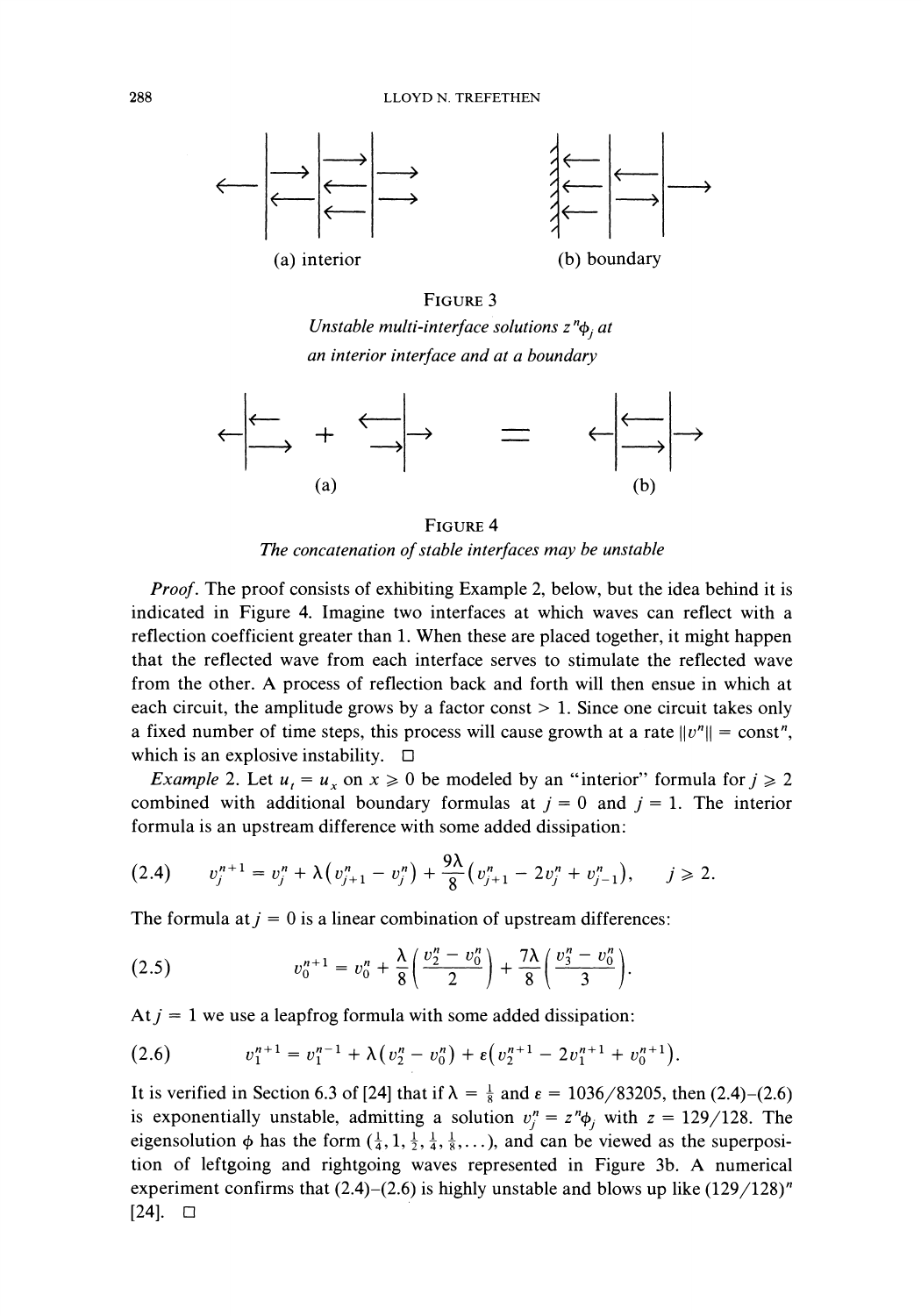(a) interior (b) boundary

FIGURE 3

*Unstable multi-interface solutions $z^n\phi_j$ at an interior interface and at a boundary*

(a) (b)

FIGURE 4

*The concatenation of stable interfaces may be unstable*

*Proof.* The proof consists of exhibiting Example 2, below, but the idea behind it is indicated in Figure 4. Imagine two interfaces at which waves can reflect with a reflection coefficient greater than 1. When these are placed together, it might happen that the reflected wave from each interface serves to stimulate the reflected wave from the other. A process of reflection back and forth will then ensue in which at each circuit, the amplitude grows by a factor const > 1. Since one circuit takes only a fixed number of time steps, this process will cause growth at a rate $\|v^n\| = \text{const}^n$, which is an explosive instability. □

*Example* 2. Let $u_t = u_x$ on $x \geqslant 0$ be modeled by an "interior" formula for $j \geqslant 2$ combined with additional boundary formulas at $j = 0$ and $j = 1$. The interior formula is an upstream difference with some added dissipation:

$$(2.4) \qquad v_j^{n+1} = v_j^n + \lambda\left(v_{j+1}^n - v_j^n\right) + \frac{9\lambda}{8}\left(v_{j+1}^n - 2v_j^n + v_{j-1}^n\right), \qquad j \geqslant 2.$$

The formula at $j = 0$ is a linear combination of upstream differences:

$$(2.5) \qquad v_0^{n+1} = v_0^n + \frac{\lambda}{8}\left(\frac{v_2^n - v_0^n}{2}\right) + \frac{7\lambda}{8}\left(\frac{v_3^n - v_0^n}{3}\right).$$

At $j = 1$ we use a leapfrog formula with some added dissipation:

$$(2.6) \qquad v_1^{n+1} = v_1^{n-1} + \lambda\left(v_2^n - v_0^n\right) + \varepsilon\left(v_2^{n+1} - 2v_1^{n+1} + v_0^{n+1}\right).$$

It is verified in Section 6.3 of [24] that if $\lambda = \frac{1}{8}$ and $\varepsilon = 1036/83205$, then (2.4)–(2.6) is exponentially unstable, admitting a solution $v_j^n = z^n\phi_j$ with $z = 129/128$. The eigensolution $\phi$ has the form $(\frac{1}{4}, 1, \frac{1}{2}, \frac{1}{4}, \frac{1}{8}, \ldots)$, and can be viewed as the superposition of leftgoing and rightgoing waves represented in Figure 3b. A numerical experiment confirms that (2.4)–(2.6) is highly unstable and blows up like $(129/128)^n$ [24]. □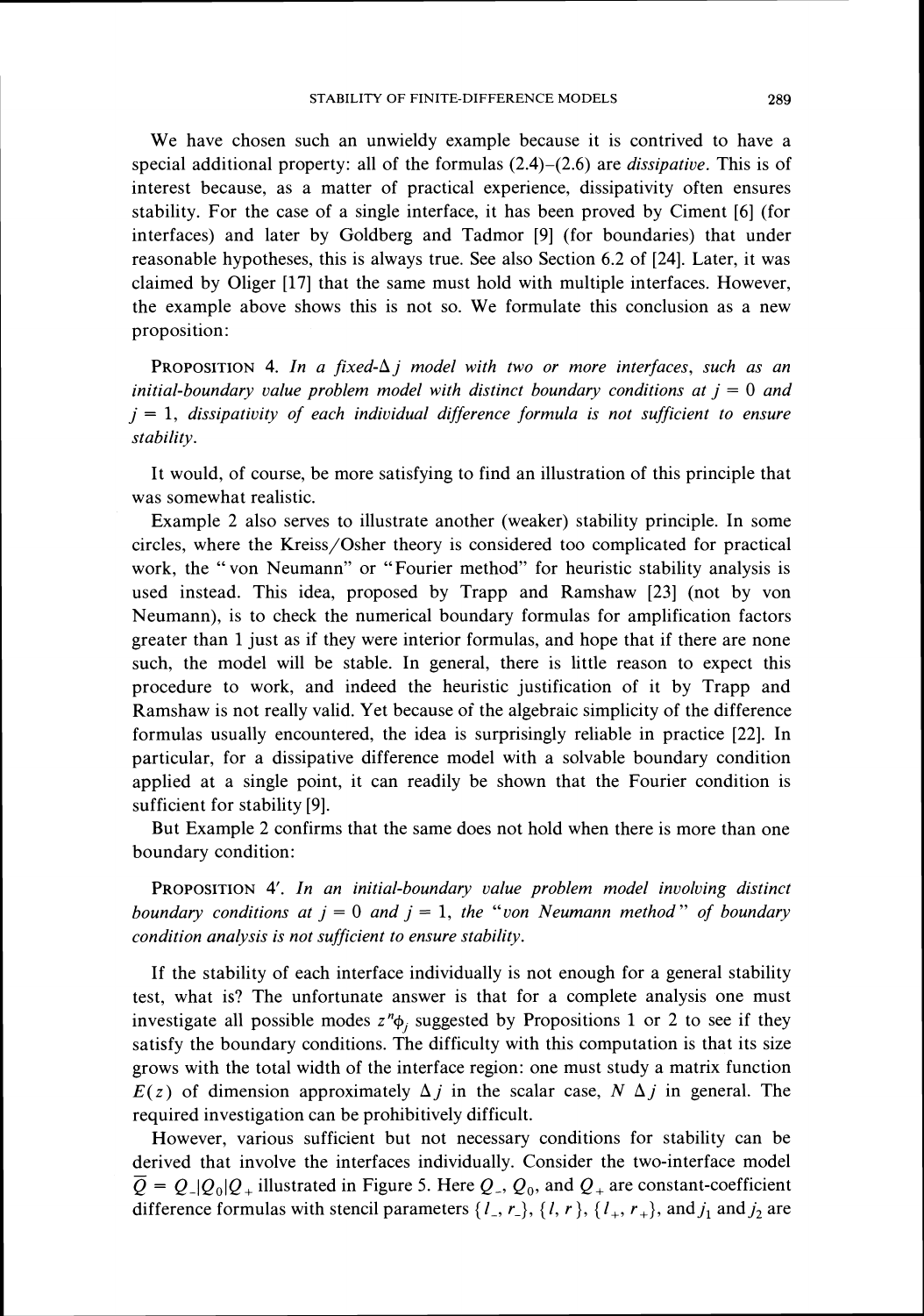We have chosen such an unwieldy example because it is contrived to have a special additional property: all of the formulas (2.4)–(2.6) are *dissipative*. This is of interest because, as a matter of practical experience, dissipativity often ensures stability. For the case of a single interface, it has been proved by Ciment [6] (for interfaces) and later by Goldberg and Tadmor [9] (for boundaries) that under reasonable hypotheses, this is always true. See also Section 6.2 of [24]. Later, it was claimed by Oliger [17] that the same must hold with multiple interfaces. However, the example above shows this is not so. We formulate this conclusion as a new proposition:

PROPOSITION 4. *In a fixed-$\Delta j$ model with two or more interfaces, such as an initial-boundary value problem model with distinct boundary conditions at $j = 0$ and $j = 1$, dissipativity of each individual difference formula is not sufficient to ensure stability.*

It would, of course, be more satisfying to find an illustration of this principle that was somewhat realistic.

Example 2 also serves to illustrate another (weaker) stability principle. In some circles, where the Kreiss/Osher theory is considered too complicated for practical work, the "von Neumann" or "Fourier method" for heuristic stability analysis is used instead. This idea, proposed by Trapp and Ramshaw [23] (not by von Neumann), is to check the numerical boundary formulas for amplification factors greater than 1 just as if they were interior formulas, and hope that if there are none such, the model will be stable. In general, there is little reason to expect this procedure to work, and indeed the heuristic justification of it by Trapp and Ramshaw is not really valid. Yet because of the algebraic simplicity of the difference formulas usually encountered, the idea is surprisingly reliable in practice [22]. In particular, for a dissipative difference model with a solvable boundary condition applied at a single point, it can readily be shown that the Fourier condition is sufficient for stability [9].

But Example 2 confirms that the same does not hold when there is more than one boundary condition:

PROPOSITION 4′. *In an initial-boundary value problem model involving distinct boundary conditions at $j = 0$ and $j = 1$, the "von Neumann method" of boundary condition analysis is not sufficient to ensure stability.*

If the stability of each interface individually is not enough for a general stability test, what is? The unfortunate answer is that for a complete analysis one must investigate all possible modes $z^n\phi_j$ suggested by Propositions 1 or 2 to see if they satisfy the boundary conditions. The difficulty with this computation is that its size grows with the total width of the interface region: one must study a matrix function $E(z)$ of dimension approximately $\Delta j$ in the scalar case, $N\,\Delta j$ in general. The required investigation can be prohibitively difficult.

However, various sufficient but not necessary conditions for stability can be derived that involve the interfaces individually. Consider the two-interface model $\overline{Q} = Q_-|Q_0|Q_+$ illustrated in Figure 5. Here $Q_-$, $Q_0$, and $Q_+$ are constant-coefficient difference formulas with stencil parameters $\{l_-, r_-\}$, $\{l, r\}$, $\{l_+, r_+\}$, and $j_1$ and $j_2$ are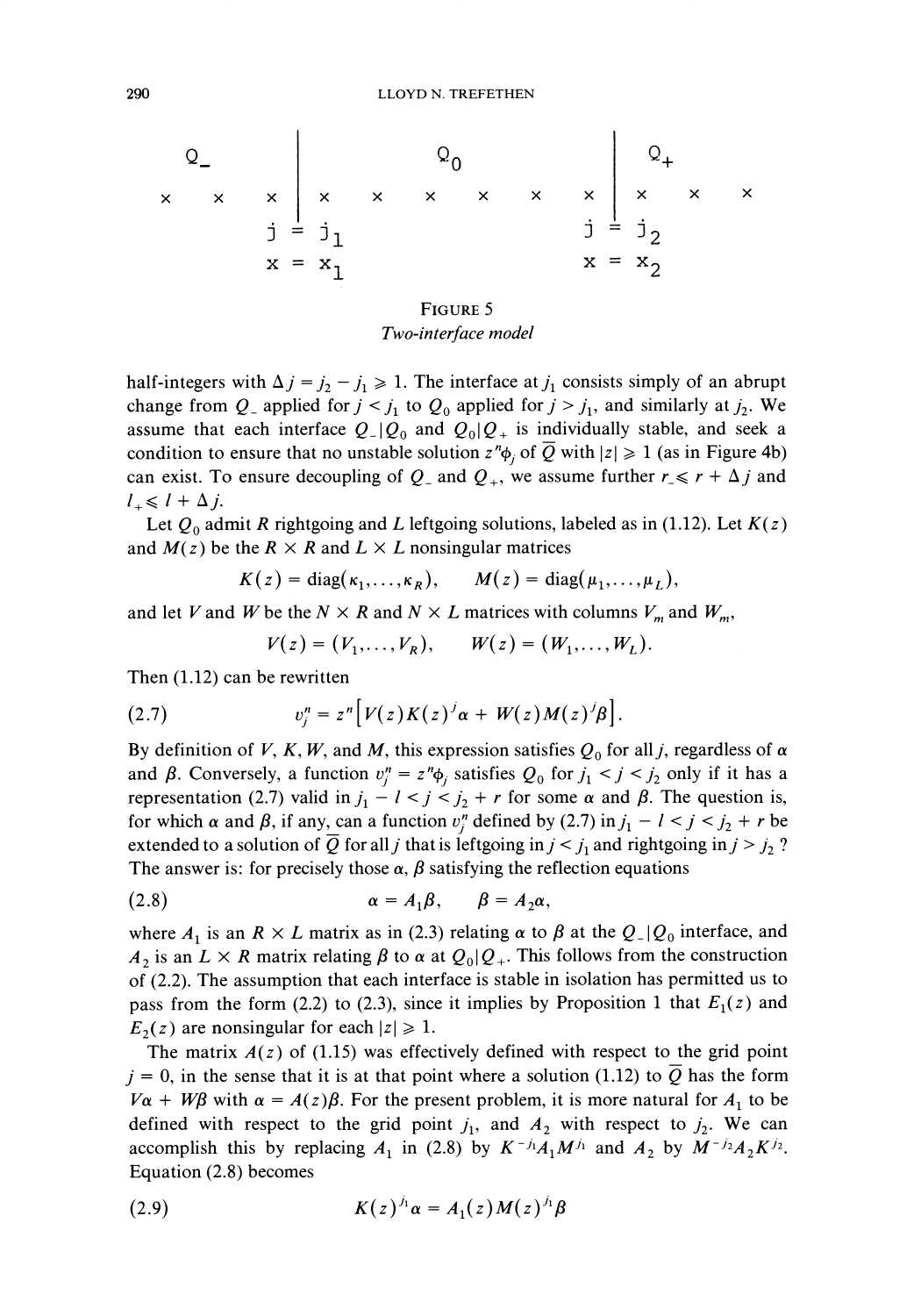```
   Q_                          Q0                           Q+
×     ×     ×  |  ×     ×     ×     ×     ×     ×  |  ×     ×     ×
            j = j1                               j = j2
            x = x1                               x = x2
```

FIGURE 5
*Two-interface model*

half-integers with $\Delta j = j_2 - j_1 \geqslant 1$. The interface at $j_1$ consists simply of an abrupt change from $Q_-$ applied for $j < j_1$ to $Q_0$ applied for $j > j_1$, and similarly at $j_2$. We assume that each interface $Q_-|Q_0$ and $Q_0|Q_+$ is individually stable, and seek a condition to ensure that no unstable solution $z^n\phi_j$ of $\overline{Q}$ with $|z| \geqslant 1$ (as in Figure 4b) can exist. To ensure decoupling of $Q_-$ and $Q_+$, we assume further $r_- \leqslant r + \Delta j$ and $l_+ \leqslant l + \Delta j$.

Let $Q_0$ admit $R$ rightgoing and $L$ leftgoing solutions, labeled as in (1.12). Let $K(z)$ and $M(z)$ be the $R \times R$ and $L \times L$ nonsingular matrices

$$K(z) = \operatorname{diag}(\kappa_1, \ldots, \kappa_R), \qquad M(z) = \operatorname{diag}(\mu_1, \ldots, \mu_L),$$

and let $V$ and $W$ be the $N \times R$ and $N \times L$ matrices with columns $V_m$ and $W_m$,

$$V(z) = (V_1, \ldots, V_R), \qquad W(z) = (W_1, \ldots, W_L).$$

Then (1.12) can be rewritten

$$v_j^n = z^n\left[V(z)K(z)^j\alpha + W(z)M(z)^j\beta\right]. \tag{2.7}$$

By definition of $V$, $K$, $W$, and $M$, this expression satisfies $Q_0$ for all $j$, regardless of $\alpha$ and $\beta$. Conversely, a function $v_j^n = z^n\phi_j$ satisfies $Q_0$ for $j_1 < j < j_2$ only if it has a representation (2.7) valid in $j_1 - l < j < j_2 + r$ for some $\alpha$ and $\beta$. The question is, for which $\alpha$ and $\beta$, if any, can a function $v_j^n$ defined by (2.7) in $j_1 - l < j < j_2 + r$ be extended to a solution of $\overline{Q}$ for all $j$ that is leftgoing in $j < j_1$ and rightgoing in $j > j_2$? The answer is: for precisely those $\alpha$, $\beta$ satisfying the reflection equations

$$\alpha = A_1\beta, \qquad \beta = A_2\alpha, \tag{2.8}$$

where $A_1$ is an $R \times L$ matrix as in (2.3) relating $\alpha$ to $\beta$ at the $Q_-|Q_0$ interface, and $A_2$ is an $L \times R$ matrix relating $\beta$ to $\alpha$ at $Q_0|Q_+$. This follows from the construction of (2.2). The assumption that each interface is stable in isolation has permitted us to pass from the form (2.2) to (2.3), since it implies by Proposition 1 that $E_1(z)$ and $E_2(z)$ are nonsingular for each $|z| \geqslant 1$.

The matrix $A(z)$ of (1.15) was effectively defined with respect to the grid point $j = 0$, in the sense that it is at that point where a solution (1.12) to $\overline{Q}$ has the form $V\alpha + W\beta$ with $\alpha = A(z)\beta$. For the present problem, it is more natural for $A_1$ to be defined with respect to the grid point $j_1$, and $A_2$ with respect to $j_2$. We can accomplish this by replacing $A_1$ in (2.8) by $K^{-j_1}A_1M^{j_1}$ and $A_2$ by $M^{-j_2}A_2K^{j_2}$. Equation (2.8) becomes

$$K(z)^{j_1}\alpha = A_1(z)M(z)^{j_1}\beta \tag{2.9}$$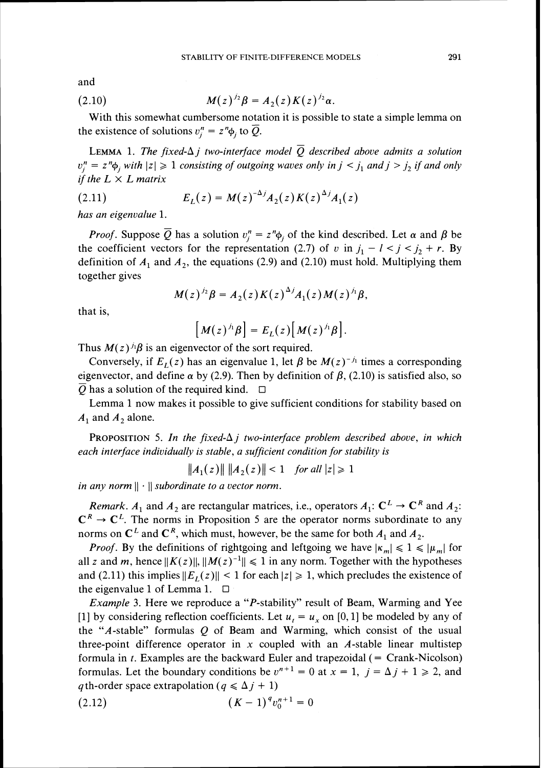and

$$M(z)^{j_2}\beta = A_2(z)K(z)^{j_2}\alpha. \tag{2.10}$$

With this somewhat cumbersome notation it is possible to state a simple lemma on the existence of solutions $v_j^n = z^n\phi_j$ to $\overline{Q}$.

**Lemma** 1. *The fixed-$\Delta j$ two-interface model $\overline{Q}$ described above admits a solution $v_j^n = z^n\phi_j$ with $|z| \geq 1$ consisting of outgoing waves only in $j < j_1$ and $j > j_2$ if and only if the $L \times L$ matrix*

$$E_L(z) = M(z)^{-\Delta j}A_2(z)K(z)^{\Delta j}A_1(z) \tag{2.11}$$

*has an eigenvalue* 1.

*Proof.* Suppose $\overline{Q}$ has a solution $v_j^n = z^n\phi_j$ of the kind described. Let $\alpha$ and $\beta$ be the coefficient vectors for the representation (2.7) of $v$ in $j_1 - l < j < j_2 + r$. By definition of $A_1$ and $A_2$, the equations (2.9) and (2.10) must hold. Multiplying them together gives

$$M(z)^{j_2}\beta = A_2(z)K(z)^{\Delta j}A_1(z)M(z)^{j_1}\beta,$$

that is,

$$\left[M(z)^{j_1}\beta\right] = E_L(z)\left[M(z)^{j_1}\beta\right].$$

Thus $M(z)^{j_1}\beta$ is an eigenvector of the sort required.

Conversely, if $E_L(z)$ has an eigenvalue 1, let $\beta$ be $M(z)^{-j_1}$ times a corresponding eigenvector, and define $\alpha$ by (2.9). Then by definition of $\beta$, (2.10) is satisfied also, so $\overline{Q}$ has a solution of the required kind. □

Lemma 1 now makes it possible to give sufficient conditions for stability based on $A_1$ and $A_2$ alone.

**Proposition** 5. *In the fixed-$\Delta j$ two-interface problem described above, in which each interface individually is stable, a sufficient condition for stability is*

$$\|A_1(z)\|\ \|A_2(z)\| < 1 \quad \textit{for all } |z| \geq 1$$

*in any norm $\|\cdot\|$ subordinate to a vector norm.*

*Remark.* $A_1$ and $A_2$ are rectangular matrices, i.e., operators $A_1$: $\mathbf{C}^L \to \mathbf{C}^R$ and $A_2$: $\mathbf{C}^R \to \mathbf{C}^L$. The norms in Proposition 5 are the operator norms subordinate to any norms on $\mathbf{C}^L$ and $\mathbf{C}^R$, which must, however, be the same for both $A_1$ and $A_2$.

*Proof.* By the definitions of rightgoing and leftgoing we have $|\kappa_m| \leq 1 \leq |\mu_m|$ for all $z$ and $m$, hence $\|K(z)\|$, $\|M(z)^{-1}\| \leq 1$ in any norm. Together with the hypotheses and (2.11) this implies $\|E_L(z)\| < 1$ for each $|z| \geq 1$, which precludes the existence of the eigenvalue 1 of Lemma 1. □

*Example* 3. Here we reproduce a "*P*-stability" result of Beam, Warming and Yee [1] by considering reflection coefficients. Let $u_t = u_x$ on $[0, 1]$ be modeled by any of the "*A*-stable" formulas $Q$ of Beam and Warming, which consist of the usual three-point difference operator in $x$ coupled with an *A*-stable linear multistep formula in $t$. Examples are the backward Euler and trapezoidal (= Crank-Nicolson) formulas. Let the boundary conditions be $v^{n+1} = 0$ at $x = 1$, $j = \Delta j + 1 \geq 2$, and $q$th-order space extrapolation ($q \leq \Delta j + 1$)

$$(K - 1)^q v_0^{n+1} = 0 \tag{2.12}$$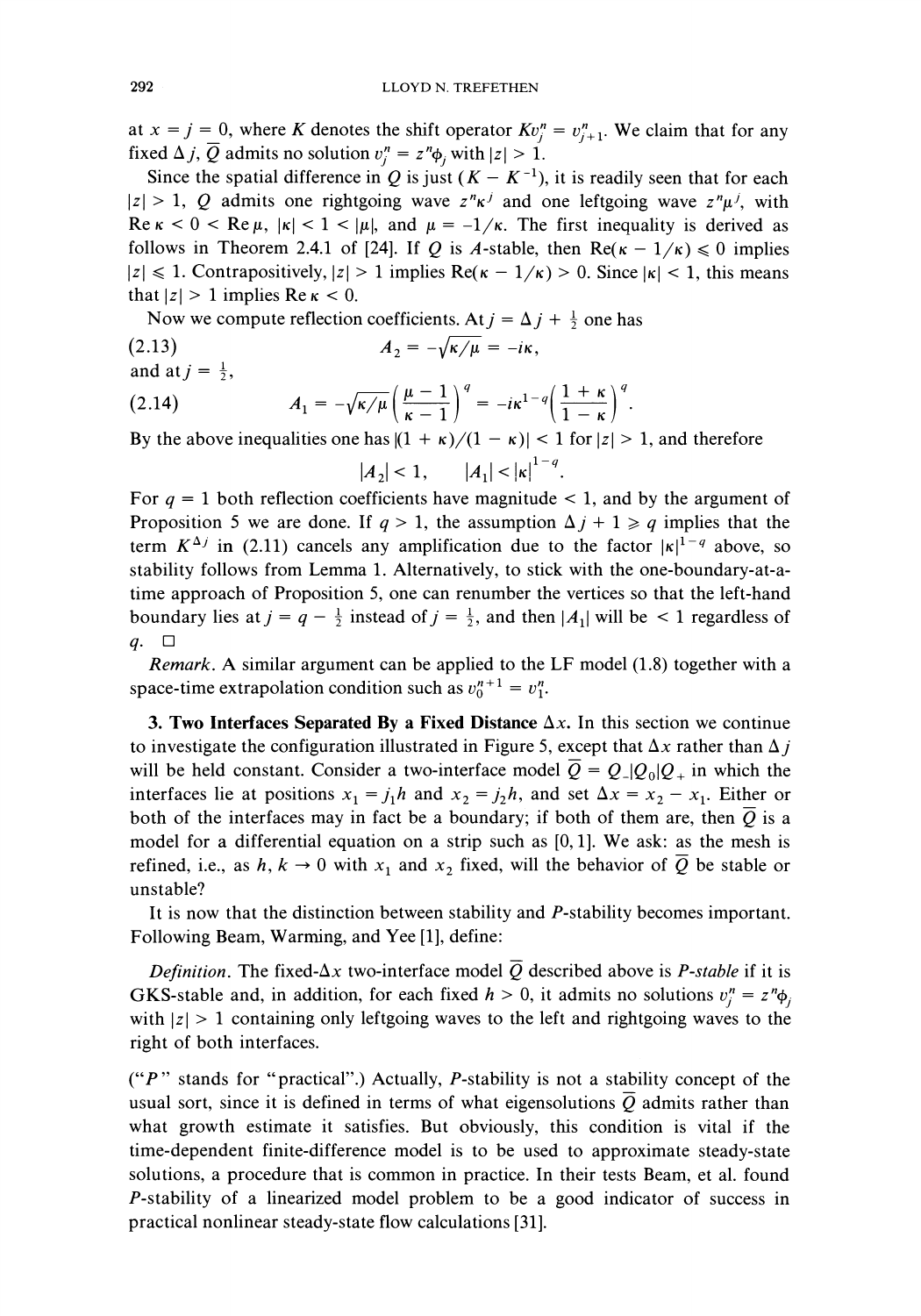at $x = j = 0$, where $K$ denotes the shift operator $Kv_j^n = v_{j+1}^n$. We claim that for any fixed $\Delta j$, $\overline{Q}$ admits no solution $v_j^n = z^n \phi_j$ with $|z| > 1$.

Since the spatial difference in $Q$ is just $(K - K^{-1})$, it is readily seen that for each $|z| > 1$, $Q$ admits one rightgoing wave $z^n \kappa^j$ and one leftgoing wave $z^n \mu^j$, with $\operatorname{Re} \kappa < 0 < \operatorname{Re} \mu$, $|\kappa| < 1 < |\mu|$, and $\mu = -1/\kappa$. The first inequality is derived as follows in Theorem 2.4.1 of [24]. If $Q$ is $A$-stable, then $\operatorname{Re}(\kappa - 1/\kappa) \leqslant 0$ implies $|z| \leqslant 1$. Contrapositively, $|z| > 1$ implies $\operatorname{Re}(\kappa - 1/\kappa) > 0$. Since $|\kappa| < 1$, this means that $|z| > 1$ implies $\operatorname{Re} \kappa < 0$.

Now we compute reflection coefficients. At $j = \Delta j + \frac{1}{2}$ one has

$$A_2 = -\sqrt{\kappa/\mu} = -i\kappa, \tag{2.13}$$

and at $j = \frac{1}{2}$,

$$A_1 = -\sqrt{\kappa/\mu}\left(\frac{\mu - 1}{\kappa - 1}\right)^q = -i\kappa^{1-q}\left(\frac{1 + \kappa}{1 - \kappa}\right)^q. \tag{2.14}$$

By the above inequalities one has $|(1 + \kappa)/(1 - \kappa)| < 1$ for $|z| > 1$, and therefore

$$|A_2| < 1, \qquad |A_1| < |\kappa|^{1-q}.$$

For $q = 1$ both reflection coefficients have magnitude $< 1$, and by the argument of Proposition 5 we are done. If $q > 1$, the assumption $\Delta j + 1 \geqslant q$ implies that the term $K^{\Delta j}$ in (2.11) cancels any amplification due to the factor $|\kappa|^{1-q}$ above, so stability follows from Lemma 1. Alternatively, to stick with the one-boundary-at-a-time approach of Proposition 5, one can renumber the vertices so that the left-hand boundary lies at $j = q - \frac{1}{2}$ instead of $j = \frac{1}{2}$, and then $|A_1|$ will be $< 1$ regardless of $q$. $\square$

*Remark.* A similar argument can be applied to the LF model (1.8) together with a space-time extrapolation condition such as $v_0^{n+1} = v_1^n$.

**3. Two Interfaces Separated By a Fixed Distance $\Delta x$.** In this section we continue to investigate the configuration illustrated in Figure 5, except that $\Delta x$ rather than $\Delta j$ will be held constant. Consider a two-interface model $\overline{Q} = Q_- | Q_0 | Q_+$ in which the interfaces lie at positions $x_1 = j_1 h$ and $x_2 = j_2 h$, and set $\Delta x = x_2 - x_1$. Either or both of the interfaces may in fact be a boundary; if both of them are, then $\overline{Q}$ is a model for a differential equation on a strip such as $[0, 1]$. We ask: as the mesh is refined, i.e., as $h, k \to 0$ with $x_1$ and $x_2$ fixed, will the behavior of $\overline{Q}$ be stable or unstable?

It is now that the distinction between stability and $P$-stability becomes important. Following Beam, Warming, and Yee [1], define:

*Definition.* The fixed-$\Delta x$ two-interface model $\overline{Q}$ described above is *$P$-stable* if it is GKS-stable and, in addition, for each fixed $h > 0$, it admits no solutions $v_j^n = z^n \phi_j$ with $|z| > 1$ containing only leftgoing waves to the left and rightgoing waves to the right of both interfaces.

("$P$" stands for "practical".) Actually, $P$-stability is not a stability concept of the usual sort, since it is defined in terms of what eigensolutions $\overline{Q}$ admits rather than what growth estimate it satisfies. But obviously, this condition is vital if the time-dependent finite-difference model is to be used to approximate steady-state solutions, a procedure that is common in practice. In their tests Beam, et al. found $P$-stability of a linearized model problem to be a good indicator of success in practical nonlinear steady-state flow calculations [31].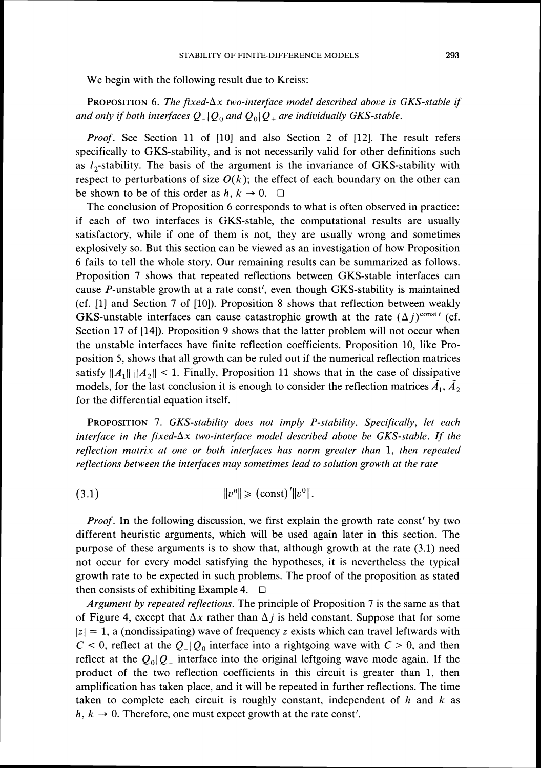We begin with the following result due to Kreiss:

**PROPOSITION 6.** *The fixed-$\Delta x$ two-interface model described above is GKS-stable if and only if both interfaces $Q_-|Q_0$ and $Q_0|Q_+$ are individually GKS-stable.*

*Proof.* See Section 11 of [10] and also Section 2 of [12]. The result refers specifically to GKS-stability, and is not necessarily valid for other definitions such as $l_2$-stability. The basis of the argument is the invariance of GKS-stability with respect to perturbations of size $O(k)$; the effect of each boundary on the other can be shown to be of this order as $h, k \to 0$. □

The conclusion of Proposition 6 corresponds to what is often observed in practice: if each of two interfaces is GKS-stable, the computational results are usually satisfactory, while if one of them is not, they are usually wrong and sometimes explosively so. But this section can be viewed as an investigation of how Proposition 6 fails to tell the whole story. Our remaining results can be summarized as follows. Proposition 7 shows that repeated reflections between GKS-stable interfaces can cause $P$-unstable growth at a rate $\text{const}^t$, even though GKS-stability is maintained (cf. [1] and Section 7 of [10]). Proposition 8 shows that reflection between weakly GKS-unstable interfaces can cause catastrophic growth at the rate $(\Delta j)^{\text{const}\, t}$ (cf. Section 17 of [14]). Proposition 9 shows that the latter problem will not occur when the unstable interfaces have finite reflection coefficients. Proposition 10, like Proposition 5, shows that all growth can be ruled out if the numerical reflection matrices satisfy $\|A_1\|\,\|A_2\| < 1$. Finally, Proposition 11 shows that in the case of dissipative models, for the last conclusion it is enough to consider the reflection matrices $\tilde{A}_1, \tilde{A}_2$ for the differential equation itself.

**PROPOSITION 7.** *GKS-stability does not imply P-stability. Specifically, let each interface in the fixed-$\Delta x$ two-interface model described above be GKS-stable. If the reflection matrix at one or both interfaces has norm greater than* 1, *then repeated reflections between the interfaces may sometimes lead to solution growth at the rate*

$$\|v^n\| \geq (\text{const})^t \|v^0\|. \tag{3.1}$$

*Proof.* In the following discussion, we first explain the growth rate $\text{const}^t$ by two different heuristic arguments, which will be used again later in this section. The purpose of these arguments is to show that, although growth at the rate (3.1) need not occur for every model satisfying the hypotheses, it is nevertheless the typical growth rate to be expected in such problems. The proof of the proposition as stated then consists of exhibiting Example 4. □

*Argument by repeated reflections.* The principle of Proposition 7 is the same as that of Figure 4, except that $\Delta x$ rather than $\Delta j$ is held constant. Suppose that for some $|z| = 1$, a (nondissipating) wave of frequency $z$ exists which can travel leftwards with $C < 0$, reflect at the $Q_-|Q_0$ interface into a rightgoing wave with $C > 0$, and then reflect at the $Q_0|Q_+$ interface into the original leftgoing wave mode again. If the product of the two reflection coefficients in this circuit is greater than 1, then amplification has taken place, and it will be repeated in further reflections. The time taken to complete each circuit is roughly constant, independent of $h$ and $k$ as $h, k \to 0$. Therefore, one must expect growth at the rate $\text{const}^t$.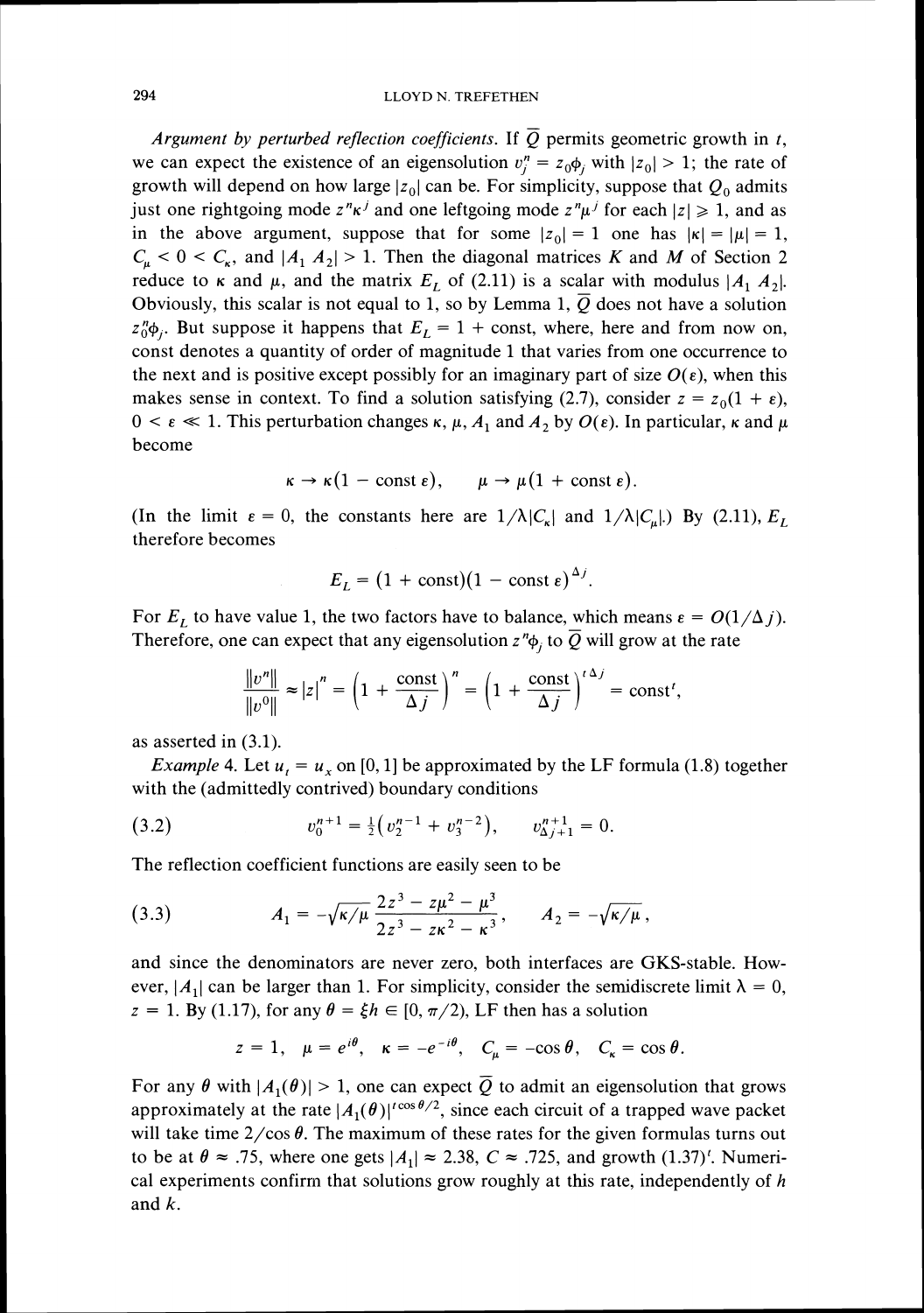*Argument by perturbed reflection coefficients.* If $\overline{Q}$ permits geometric growth in $t$, we can expect the existence of an eigensolution $v_j^n = z_0\phi_j$ with $|z_0| > 1$; the rate of growth will depend on how large $|z_0|$ can be. For simplicity, suppose that $Q_0$ admits just one rightgoing mode $z^n\kappa^j$ and one leftgoing mode $z^n\mu^j$ for each $|z| \geq 1$, and as in the above argument, suppose that for some $|z_0| = 1$ one has $|\kappa| = |\mu| = 1$, $C_\mu < 0 < C_\kappa$, and $|A_1 A_2| > 1$. Then the diagonal matrices $K$ and $M$ of Section 2 reduce to $\kappa$ and $\mu$, and the matrix $E_L$ of (2.11) is a scalar with modulus $|A_1 A_2|$. Obviously, this scalar is not equal to 1, so by Lemma 1, $\overline{Q}$ does not have a solution $z_0^n\phi_j$. But suppose it happens that $E_L = 1 + \text{const}$, where, here and from now on, const denotes a quantity of order of magnitude 1 that varies from one occurrence to the next and is positive except possibly for an imaginary part of size $O(\varepsilon)$, when this makes sense in context. To find a solution satisfying (2.7), consider $z = z_0(1+\varepsilon)$, $0 < \varepsilon \ll 1$. This perturbation changes $\kappa$, $\mu$, $A_1$ and $A_2$ by $O(\varepsilon)$. In particular, $\kappa$ and $\mu$ become

$$\kappa \to \kappa(1 - \text{const}\,\varepsilon), \qquad \mu \to \mu(1 + \text{const}\,\varepsilon).$$

(In the limit $\varepsilon = 0$, the constants here are $1/\lambda|C_\kappa|$ and $1/\lambda|C_\mu|$.) By (2.11), $E_L$ therefore becomes

$$E_L = (1 + \text{const})(1 - \text{const}\,\varepsilon)^{\Delta j}.$$

For $E_L$ to have value 1, the two factors have to balance, which means $\varepsilon = O(1/\Delta j)$. Therefore, one can expect that any eigensolution $z^n\phi_j$ to $\overline{Q}$ will grow at the rate

$$\frac{\|v^n\|}{\|v^0\|} \approx |z|^n = \left(1 + \frac{\text{const}}{\Delta j}\right)^n = \left(1 + \frac{\text{const}}{\Delta j}\right)^{t\Delta j} = \text{const}^t,$$

as asserted in (3.1).

*Example* 4. Let $u_t = u_x$ on $[0,1]$ be approximated by the LF formula (1.8) together with the (admittedly contrived) boundary conditions

$$v_0^{n+1} = \tfrac{1}{2}\left(v_2^{n-1} + v_3^{n-2}\right), \qquad v_{\Delta j+1}^{n+1} = 0. \tag{3.2}$$

The reflection coefficient functions are easily seen to be

$$A_1 = -\sqrt{\kappa/\mu}\,\frac{2z^3 - z\mu^2 - \mu^3}{2z^3 - z\kappa^2 - \kappa^3}, \qquad A_2 = -\sqrt{\kappa/\mu}\,, \tag{3.3}$$

and since the denominators are never zero, both interfaces are GKS-stable. However, $|A_1|$ can be larger than 1. For simplicity, consider the semidiscrete limit $\lambda = 0$, $z = 1$. By (1.17), for any $\theta = \xi h \in [0, \pi/2)$, LF then has a solution

$$z = 1, \quad \mu = e^{i\theta}, \quad \kappa = -e^{-i\theta}, \quad C_\mu = -\cos\theta, \quad C_\kappa = \cos\theta.$$

For any $\theta$ with $|A_1(\theta)| > 1$, one can expect $\overline{Q}$ to admit an eigensolution that grows approximately at the rate $|A_1(\theta)|^{t\cos\theta/2}$, since each circuit of a trapped wave packet will take time $2/\cos\theta$. The maximum of these rates for the given formulas turns out to be at $\theta \approx .75$, where one gets $|A_1| \approx 2.38$, $C \approx .725$, and growth $(1.37)^t$. Numerical experiments confirm that solutions grow roughly at this rate, independently of $h$ and $k$.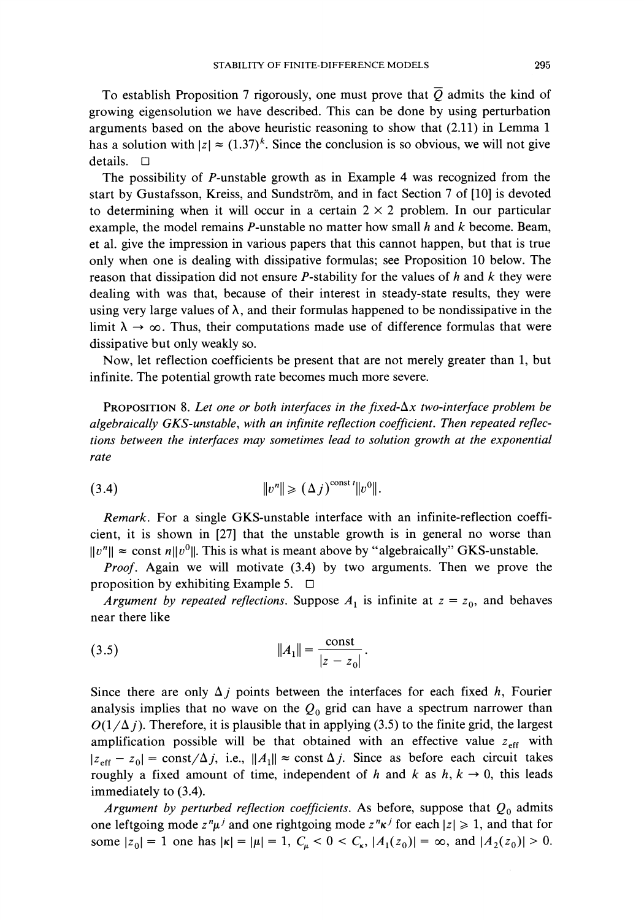To establish Proposition 7 rigorously, one must prove that $\overline{Q}$ admits the kind of growing eigensolution we have described. This can be done by using perturbation arguments based on the above heuristic reasoning to show that (2.11) in Lemma 1 has a solution with $|z| \approx (1.37)^k$. Since the conclusion is so obvious, we will not give details. □

The possibility of $P$-unstable growth as in Example 4 was recognized from the start by Gustafsson, Kreiss, and Sundström, and in fact Section 7 of [10] is devoted to determining when it will occur in a certain $2 \times 2$ problem. In our particular example, the model remains $P$-unstable no matter how small $h$ and $k$ become. Beam, et al. give the impression in various papers that this cannot happen, but that is true only when one is dealing with dissipative formulas; see Proposition 10 below. The reason that dissipation did not ensure $P$-stability for the values of $h$ and $k$ they were dealing with was that, because of their interest in steady-state results, they were using very large values of $\lambda$, and their formulas happened to be nondissipative in the limit $\lambda \to \infty$. Thus, their computations made use of difference formulas that were dissipative but only weakly so.

Now, let reflection coefficients be present that are not merely greater than 1, but infinite. The potential growth rate becomes much more severe.

PROPOSITION 8. *Let one or both interfaces in the fixed-$\Delta x$ two-interface problem be algebraically GKS-unstable, with an infinite reflection coefficient. Then repeated reflections between the interfaces may sometimes lead to solution growth at the exponential rate*

$$\|v^n\| \geq (\Delta j)^{\text{const}\, t}\|v^0\|. \tag{3.4}$$

*Remark.* For a single GKS-unstable interface with an infinite-reflection coefficient, it is shown in [27] that the unstable growth is in general no worse than $\|v^n\| \approx \text{const}\, n\|v^0\|$. This is what is meant above by "algebraically" GKS-unstable.

*Proof.* Again we will motivate (3.4) by two arguments. Then we prove the proposition by exhibiting Example 5. □

*Argument by repeated reflections.* Suppose $A_1$ is infinite at $z = z_0$, and behaves near there like

$$\|A_1\| = \frac{\text{const}}{|z - z_0|}. \tag{3.5}$$

Since there are only $\Delta j$ points between the interfaces for each fixed $h$, Fourier analysis implies that no wave on the $Q_0$ grid can have a spectrum narrower than $O(1/\Delta j)$. Therefore, it is plausible that in applying (3.5) to the finite grid, the largest amplification possible will be that obtained with an effective value $z_{\text{eff}}$ with $|z_{\text{eff}} - z_0| = \text{const}/\Delta j$, i.e., $\|A_1\| \approx \text{const}\,\Delta j$. Since as before each circuit takes roughly a fixed amount of time, independent of $h$ and $k$ as $h, k \to 0$, this leads immediately to (3.4).

*Argument by perturbed reflection coefficients.* As before, suppose that $Q_0$ admits one leftgoing mode $z^n\mu^j$ and one rightgoing mode $z^n\kappa^j$ for each $|z| \geq 1$, and that for some $|z_0| = 1$ one has $|\kappa| = |\mu| = 1$, $C_\mu < 0 < C_\kappa$, $|A_1(z_0)| = \infty$, and $|A_2(z_0)| > 0$.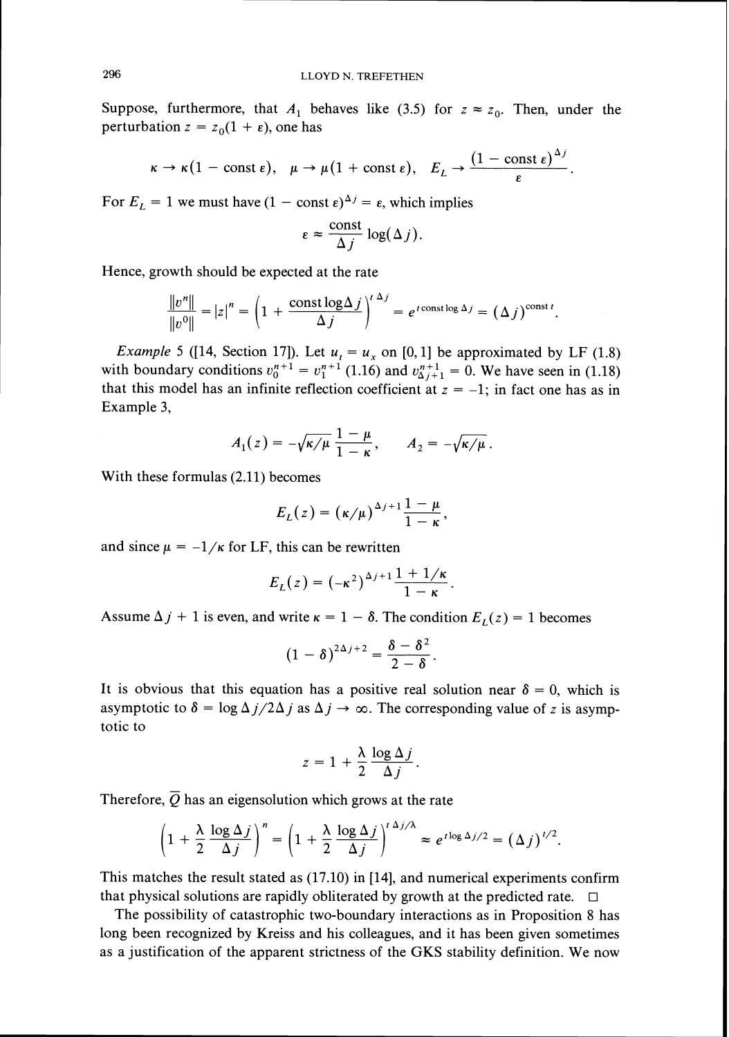Suppose, furthermore, that $A_1$ behaves like (3.5) for $z \approx z_0$. Then, under the perturbation $z = z_0(1 + \varepsilon)$, one has

$$\kappa \to \kappa(1 - \text{const}\,\varepsilon), \quad \mu \to \mu(1 + \text{const}\,\varepsilon), \quad E_L \to \frac{(1 - \text{const}\,\varepsilon)^{\Delta j}}{\varepsilon}.$$

For $E_L = 1$ we must have $(1 - \text{const}\,\varepsilon)^{\Delta j} = \varepsilon$, which implies

$$\varepsilon \approx \frac{\text{const}}{\Delta j} \log(\Delta j).$$

Hence, growth should be expected at the rate

$$\frac{\|v^n\|}{\|v^0\|} = |z|^n = \left(1 + \frac{\text{const} \log \Delta j}{\Delta j}\right)^{t\,\Delta j} = e^{t \,\text{const} \log \Delta j} = (\Delta j)^{\text{const}\, t}.$$

*Example* 5 ([14, Section 17]). Let $u_t = u_x$ on $[0,1]$ be approximated by LF (1.8) with boundary conditions $v_0^{n+1} = v_1^{n+1}$ (1.16) and $v_{\Delta j+1}^{n+1} = 0$. We have seen in (1.18) that this model has an infinite reflection coefficient at $z = -1$; in fact one has as in Example 3,

$$A_1(z) = -\sqrt{\kappa/\mu}\,\frac{1-\mu}{1-\kappa}, \qquad A_2 = -\sqrt{\kappa/\mu}\,.$$

With these formulas (2.11) becomes

$$E_L(z) = (\kappa/\mu)^{\Delta j + 1} \frac{1-\mu}{1-\kappa},$$

and since $\mu = -1/\kappa$ for LF, this can be rewritten

$$E_L(z) = (-\kappa^2)^{\Delta j + 1} \frac{1 + 1/\kappa}{1-\kappa}.$$

Assume $\Delta j + 1$ is even, and write $\kappa = 1 - \delta$. The condition $E_L(z) = 1$ becomes

$$(1-\delta)^{2\Delta j + 2} = \frac{\delta - \delta^2}{2 - \delta}.$$

It is obvious that this equation has a positive real solution near $\delta = 0$, which is asymptotic to $\delta = \log \Delta j / 2\Delta j$ as $\Delta j \to \infty$. The corresponding value of $z$ is asymptotic to

$$z = 1 + \frac{\lambda}{2}\frac{\log \Delta j}{\Delta j}.$$

Therefore, $\overline{Q}$ has an eigensolution which grows at the rate

$$\left(1 + \frac{\lambda}{2}\frac{\log \Delta j}{\Delta j}\right)^n = \left(1 + \frac{\lambda}{2}\frac{\log \Delta j}{\Delta j}\right)^{t\,\Delta j/\lambda} \approx e^{t \log \Delta j / 2} = (\Delta j)^{t/2}.$$

This matches the result stated as (17.10) in [14], and numerical experiments confirm that physical solutions are rapidly obliterated by growth at the predicted rate. $\square$

The possibility of catastrophic two-boundary interactions as in Proposition 8 has long been recognized by Kreiss and his colleagues, and it has been given sometimes as a justification of the apparent strictness of the GKS stability definition. We now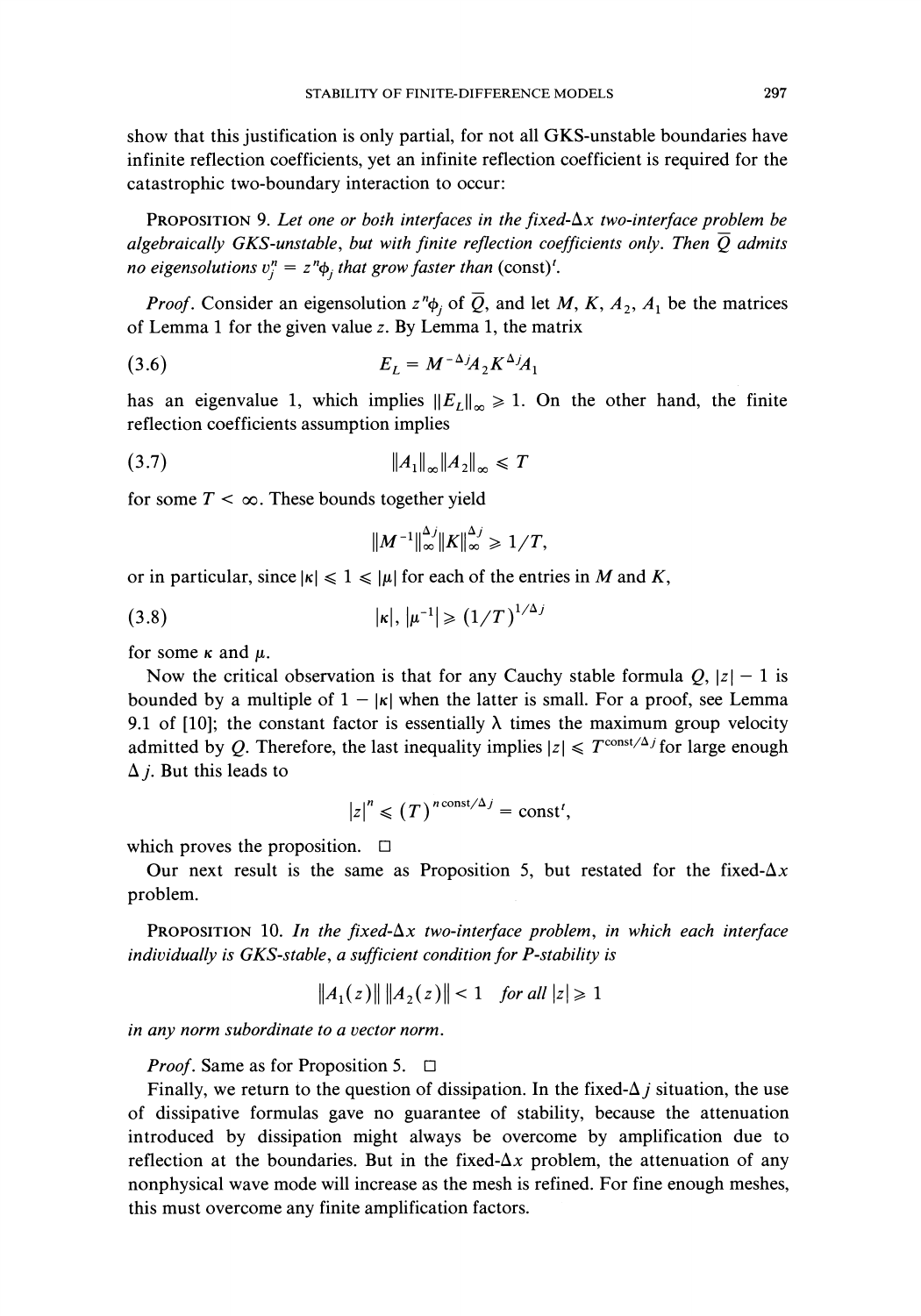show that this justification is only partial, for not all GKS-unstable boundaries have infinite reflection coefficients, yet an infinite reflection coefficient is required for the catastrophic two-boundary interaction to occur:

PROPOSITION 9. *Let one or both interfaces in the fixed-$\Delta x$ two-interface problem be algebraically GKS-unstable, but with finite reflection coefficients only. Then $\overline{Q}$ admits no eigensolutions $v_j^n = z^n \phi_j$ that grow faster than* (const)$^t$.

*Proof.* Consider an eigensolution $z^n \phi_j$ of $\overline{Q}$, and let $M$, $K$, $A_2$, $A_1$ be the matrices of Lemma 1 for the given value $z$. By Lemma 1, the matrix

$$E_L = M^{-\Delta j} A_2 K^{\Delta j} A_1 \tag{3.6}$$

has an eigenvalue 1, which implies $\|E_L\|_\infty \geqslant 1$. On the other hand, the finite reflection coefficients assumption implies

$$\|A_1\|_\infty \|A_2\|_\infty \leqslant T \tag{3.7}$$

for some $T < \infty$. These bounds together yield

$$\|M^{-1}\|_\infty^{\Delta j} \|K\|_\infty^{\Delta j} \geqslant 1/T,$$

or in particular, since $|\kappa| \leqslant 1 \leqslant |\mu|$ for each of the entries in $M$ and $K$,

$$|\kappa|, |\mu^{-1}| \geqslant (1/T)^{1/\Delta j} \tag{3.8}$$

for some $\kappa$ and $\mu$.

Now the critical observation is that for any Cauchy stable formula $Q$, $|z| - 1$ is bounded by a multiple of $1 - |\kappa|$ when the latter is small. For a proof, see Lemma 9.1 of [10]; the constant factor is essentially $\lambda$ times the maximum group velocity admitted by $Q$. Therefore, the last inequality implies $|z| \leqslant T^{\text{const}/\Delta j}$ for large enough $\Delta j$. But this leads to

$$|z|^n \leqslant (T)^{n \,\text{const}/\Delta j} = \text{const}^t,$$

which proves the proposition. □

Our next result is the same as Proposition 5, but restated for the fixed-$\Delta x$ problem.

PROPOSITION 10. *In the fixed-$\Delta x$ two-interface problem, in which each interface individually is GKS-stable, a sufficient condition for P-stability is*

$$\|A_1(z)\| \, \|A_2(z)\| < 1 \quad \textit{for all } |z| \geqslant 1$$

*in any norm subordinate to a vector norm.*

*Proof.* Same as for Proposition 5. □

Finally, we return to the question of dissipation. In the fixed-$\Delta j$ situation, the use of dissipative formulas gave no guarantee of stability, because the attenuation introduced by dissipation might always be overcome by amplification due to reflection at the boundaries. But in the fixed-$\Delta x$ problem, the attenuation of any nonphysical wave mode will increase as the mesh is refined. For fine enough meshes, this must overcome any finite amplification factors.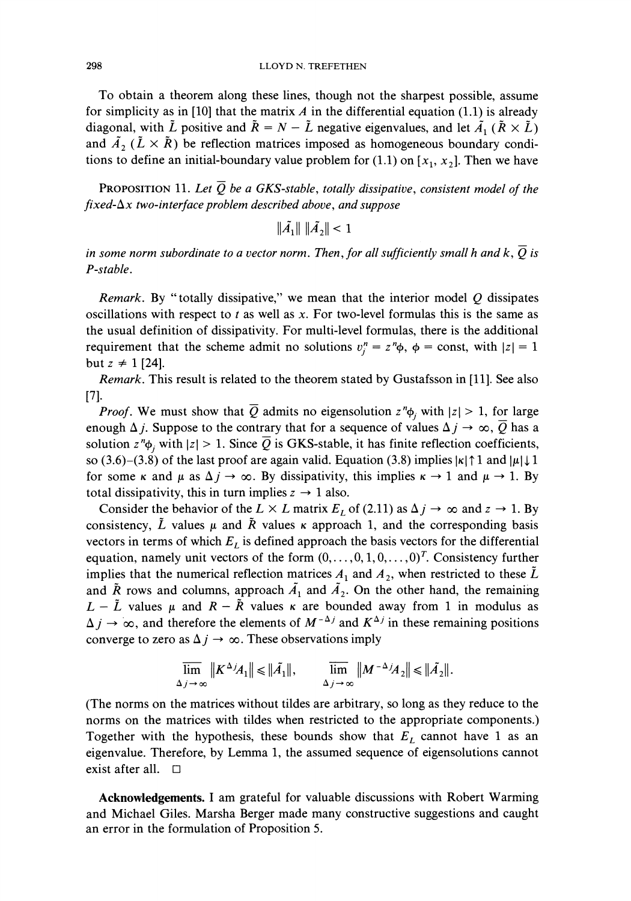To obtain a theorem along these lines, though not the sharpest possible, assume for simplicity as in [10] that the matrix $A$ in the differential equation (1.1) is already diagonal, with $\tilde{L}$ positive and $\tilde{R} = N - \tilde{L}$ negative eigenvalues, and let $\tilde{A}_1$ ($\tilde{R} \times \tilde{L}$) and $\tilde{A}_2$ ($\tilde{L} \times \tilde{R}$) be reflection matrices imposed as homogeneous boundary conditions to define an initial-boundary value problem for (1.1) on $[x_1, x_2]$. Then we have

PROPOSITION 11. *Let $\overline{Q}$ be a GKS-stable, totally dissipative, consistent model of the fixed-$\Delta x$ two-interface problem described above, and suppose*

$$\|\tilde{A}_1\| \, \|\tilde{A}_2\| < 1$$

*in some norm subordinate to a vector norm. Then, for all sufficiently small h and k, $\overline{Q}$ is P-stable.*

*Remark.* By "totally dissipative," we mean that the interior model $Q$ dissipates oscillations with respect to $t$ as well as $x$. For two-level formulas this is the same as the usual definition of dissipativity. For multi-level formulas, there is the additional requirement that the scheme admit no solutions $v_j^n = z^n \phi$, $\phi = \text{const}$, with $|z| = 1$ but $z \neq 1$ [24].

*Remark.* This result is related to the theorem stated by Gustafsson in [11]. See also [7].

*Proof.* We must show that $\overline{Q}$ admits no eigensolution $z^n \phi_j$ with $|z| > 1$, for large enough $\Delta j$. Suppose to the contrary that for a sequence of values $\Delta j \to \infty$, $\overline{Q}$ has a solution $z^n \phi_j$ with $|z| > 1$. Since $\overline{Q}$ is GKS-stable, it has finite reflection coefficients, so (3.6)–(3.8) of the last proof are again valid. Equation (3.8) implies $|\kappa| \uparrow 1$ and $|\mu| \downarrow 1$ for some $\kappa$ and $\mu$ as $\Delta j \to \infty$. By dissipativity, this implies $\kappa \to 1$ and $\mu \to 1$. By total dissipativity, this in turn implies $z \to 1$ also.

Consider the behavior of the $L \times L$ matrix $E_L$ of (2.11) as $\Delta j \to \infty$ and $z \to 1$. By consistency, $\tilde{L}$ values $\mu$ and $\tilde{R}$ values $\kappa$ approach 1, and the corresponding basis vectors in terms of which $E_L$ is defined approach the basis vectors for the differential equation, namely unit vectors of the form $(0, \ldots, 0, 1, 0, \ldots, 0)^T$. Consistency further implies that the numerical reflection matrices $A_1$ and $A_2$, when restricted to these $\tilde{L}$ and $\tilde{R}$ rows and columns, approach $\tilde{A}_1$ and $\tilde{A}_2$. On the other hand, the remaining $L - \tilde{L}$ values $\mu$ and $R - \tilde{R}$ values $\kappa$ are bounded away from 1 in modulus as $\Delta j \to \infty$, and therefore the elements of $M^{-\Delta j}$ and $K^{\Delta j}$ in these remaining positions converge to zero as $\Delta j \to \infty$. These observations imply

$$\varlimsup_{\Delta j \to \infty} \|K^{\Delta j} A_1\| \leq \|\tilde{A}_1\|, \qquad \varlimsup_{\Delta j \to \infty} \|M^{-\Delta j} A_2\| \leq \|\tilde{A}_2\|.$$

(The norms on the matrices without tildes are arbitrary, so long as they reduce to the norms on the matrices with tildes when restricted to the appropriate components.) Together with the hypothesis, these bounds show that $E_L$ cannot have 1 as an eigenvalue. Therefore, by Lemma 1, the assumed sequence of eigensolutions cannot exist after all. $\square$

**Acknowledgements.** I am grateful for valuable discussions with Robert Warming and Michael Giles. Marsha Berger made many constructive suggestions and caught an error in the formulation of Proposition 5.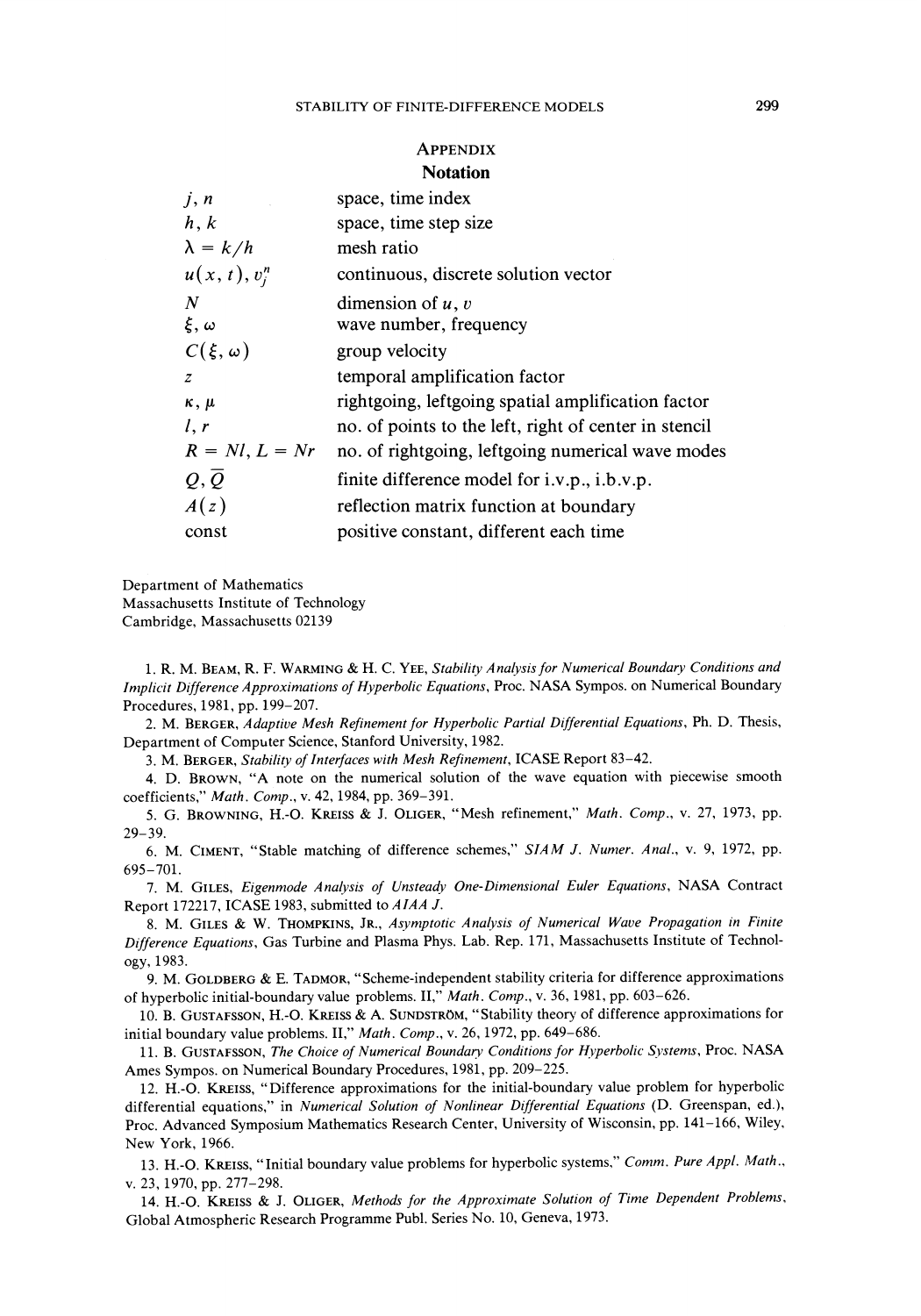## Appendix

### Notation

| | |
|---|---|
| $j, n$ | space, time index |
| $h, k$ | space, time step size |
| $\lambda = k/h$ | mesh ratio |
| $u(x, t), v_j^n$ | continuous, discrete solution vector |
| $N$ | dimension of $u$, $v$ |
| $\xi, \omega$ | wave number, frequency |
| $C(\xi, \omega)$ | group velocity |
| $z$ | temporal amplification factor |
| $\kappa, \mu$ | rightgoing, leftgoing spatial amplification factor |
| $l, r$ | no. of points to the left, right of center in stencil |
| $R = Nl, L = Nr$ | no. of rightgoing, leftgoing numerical wave modes |
| $Q, \overline{Q}$ | finite difference model for i.v.p., i.b.v.p. |
| $A(z)$ | reflection matrix function at boundary |
| const | positive constant, different each time |

Department of Mathematics
Massachusetts Institute of Technology
Cambridge, Massachusetts 02139

1. R. M. Beam, R. F. Warming & H. C. Yee, *Stability Analysis for Numerical Boundary Conditions and Implicit Difference Approximations of Hyperbolic Equations*, Proc. NASA Sympos. on Numerical Boundary Procedures, 1981, pp. 199–207.

2. M. Berger, *Adaptive Mesh Refinement for Hyperbolic Partial Differential Equations*, Ph. D. Thesis, Department of Computer Science, Stanford University, 1982.

3. M. Berger, *Stability of Interfaces with Mesh Refinement*, ICASE Report 83-42.

4. D. Brown, "A note on the numerical solution of the wave equation with piecewise smooth coefficients," *Math. Comp.*, v. 42, 1984, pp. 369–391.

5. G. Browning, H.-O. Kreiss & J. Oliger, "Mesh refinement," *Math. Comp.*, v. 27, 1973, pp. 29–39.

6. M. Ciment, "Stable matching of difference schemes," *SIAM J. Numer. Anal.*, v. 9, 1972, pp. 695–701.

7. M. Giles, *Eigenmode Analysis of Unsteady One-Dimensional Euler Equations*, NASA Contract Report 172217, ICASE 1983, submitted to *AIAA J.*

8. M. Giles & W. Thompkins, Jr., *Asymptotic Analysis of Numerical Wave Propagation in Finite Difference Equations*, Gas Turbine and Plasma Phys. Lab. Rep. 171, Massachusetts Institute of Technology, 1983.

9. M. Goldberg & E. Tadmor, "Scheme-independent stability criteria for difference approximations of hyperbolic initial-boundary value problems. II," *Math. Comp.*, v. 36, 1981, pp. 603–626.

10. B. Gustafsson, H.-O. Kreiss & A. Sundström, "Stability theory of difference approximations for initial boundary value problems. II," *Math. Comp.*, v. 26, 1972, pp. 649–686.

11. B. Gustafsson, *The Choice of Numerical Boundary Conditions for Hyperbolic Systems*, Proc. NASA Ames Sympos. on Numerical Boundary Procedures, 1981, pp. 209–225.

12. H.-O. Kreiss, "Difference approximations for the initial-boundary value problem for hyperbolic differential equations," in *Numerical Solution of Nonlinear Differential Equations* (D. Greenspan, ed.), Proc. Advanced Symposium Mathematics Research Center, University of Wisconsin, pp. 141–166, Wiley, New York, 1966.

13. H.-O. Kreiss, "Initial boundary value problems for hyperbolic systems," *Comm. Pure Appl. Math.*, v. 23, 1970, pp. 277–298.

14. H.-O. Kreiss & J. Oliger, *Methods for the Approximate Solution of Time Dependent Problems*, Global Atmospheric Research Programme Publ. Series No. 10, Geneva, 1973.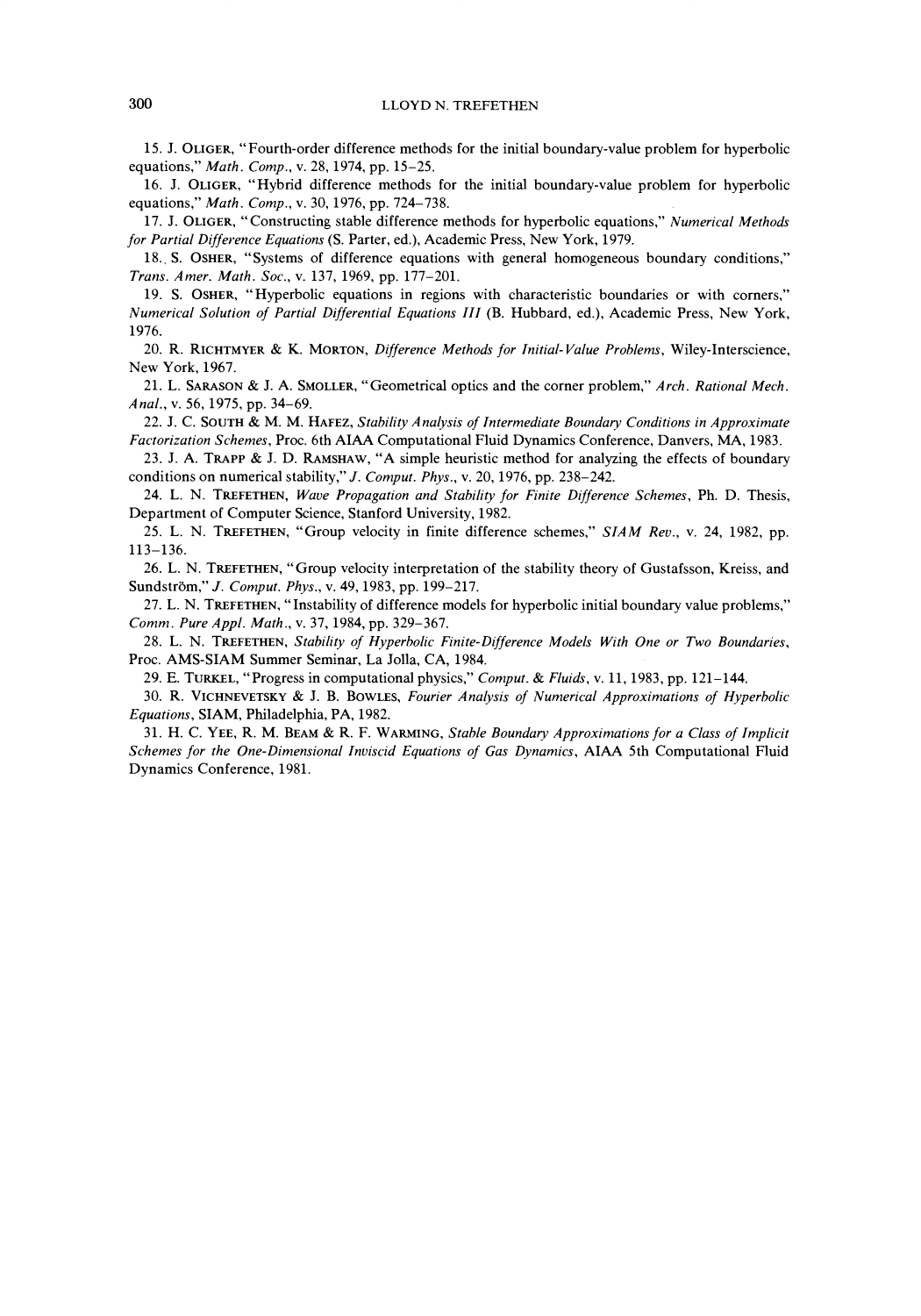15. J. Oliger, "Fourth-order difference methods for the initial boundary-value problem for hyperbolic equations," *Math. Comp.*, v. 28, 1974, pp. 15–25.

16. J. Oliger, "Hybrid difference methods for the initial boundary-value problem for hyperbolic equations," *Math. Comp.*, v. 30, 1976, pp. 724–738.

17. J. Oliger, "Constructing stable difference methods for hyperbolic equations," *Numerical Methods for Partial Difference Equations* (S. Parter, ed.), Academic Press, New York, 1979.

18. S. Osher, "Systems of difference equations with general homogeneous boundary conditions," *Trans. Amer. Math. Soc.*, v. 137, 1969, pp. 177–201.

19. S. Osher, "Hyperbolic equations in regions with characteristic boundaries or with corners," *Numerical Solution of Partial Differential Equations III* (B. Hubbard, ed.), Academic Press, New York, 1976.

20. R. Richtmyer & K. Morton, *Difference Methods for Initial-Value Problems*, Wiley-Interscience, New York, 1967.

21. L. Sarason & J. A. Smoller, "Geometrical optics and the corner problem," *Arch. Rational Mech. Anal.*, v. 56, 1975, pp. 34–69.

22. J. C. South & M. M. Hafez, *Stability Analysis of Intermediate Boundary Conditions in Approximate Factorization Schemes*, Proc. 6th AIAA Computational Fluid Dynamics Conference, Danvers, MA, 1983.

23. J. A. Trapp & J. D. Ramshaw, "A simple heuristic method for analyzing the effects of boundary conditions on numerical stability," *J. Comput. Phys.*, v. 20, 1976, pp. 238–242.

24. L. N. Trefethen, *Wave Propagation and Stability for Finite Difference Schemes*, Ph. D. Thesis, Department of Computer Science, Stanford University, 1982.

25. L. N. Trefethen, "Group velocity in finite difference schemes," *SIAM Rev.*, v. 24, 1982, pp. 113–136.

26. L. N. Trefethen, "Group velocity interpretation of the stability theory of Gustafsson, Kreiss, and Sundström," *J. Comput. Phys.*, v. 49, 1983, pp. 199–217.

27. L. N. Trefethen, "Instability of difference models for hyperbolic initial boundary value problems," *Comm. Pure Appl. Math.*, v. 37, 1984, pp. 329–367.

28. L. N. Trefethen, *Stability of Hyperbolic Finite-Difference Models With One or Two Boundaries*, Proc. AMS-SIAM Summer Seminar, La Jolla, CA, 1984.

29. E. Turkel, "Progress in computational physics," *Comput. & Fluids*, v. 11, 1983, pp. 121–144.

30. R. Vichnevetsky & J. B. Bowles, *Fourier Analysis of Numerical Approximations of Hyperbolic Equations*, SIAM, Philadelphia, PA, 1982.

31. H. C. Yee, R. M. Beam & R. F. Warming, *Stable Boundary Approximations for a Class of Implicit Schemes for the One-Dimensional Inviscid Equations of Gas Dynamics*, AIAA 5th Computational Fluid Dynamics Conference, 1981.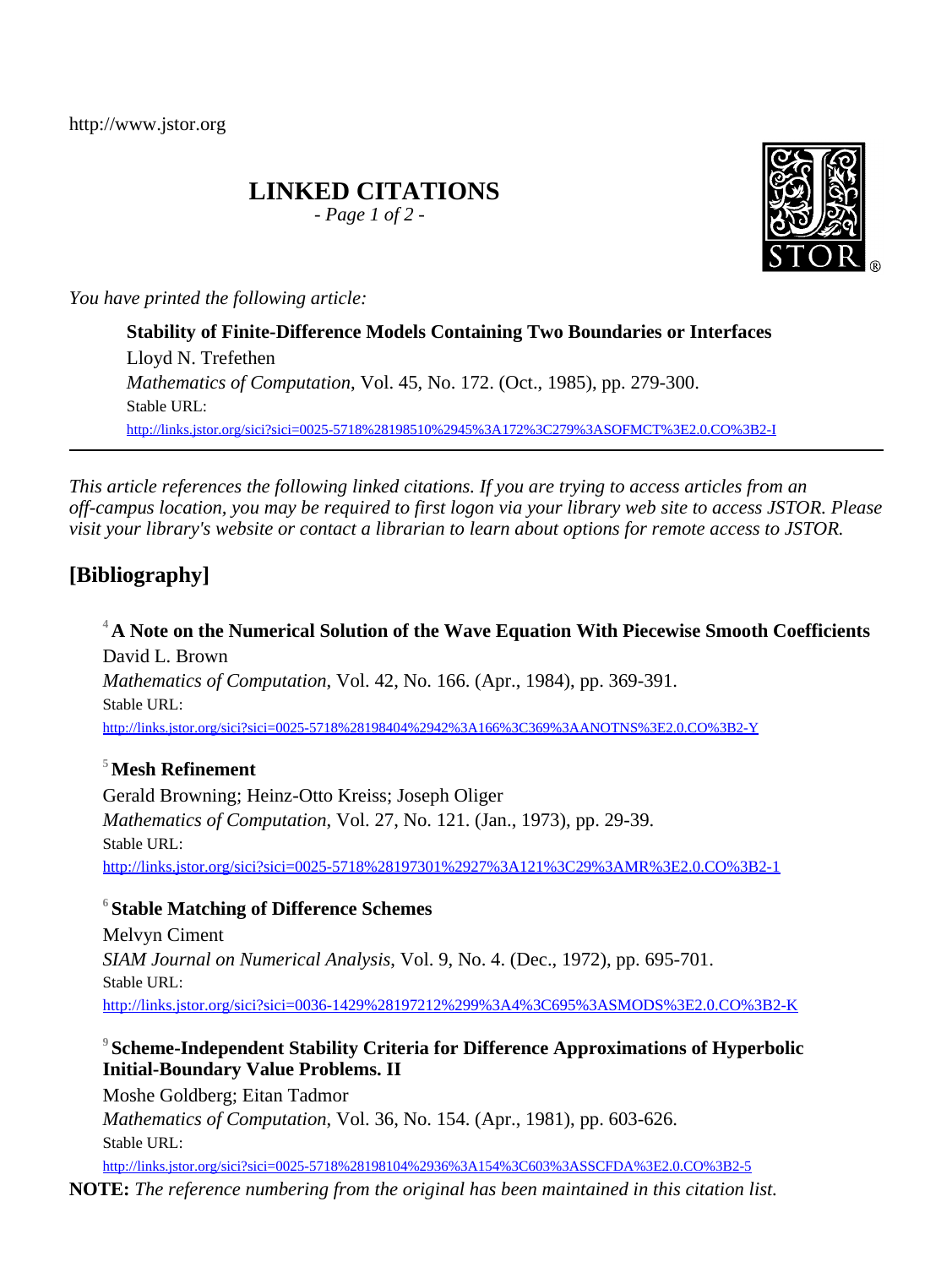http://www.jstor.org

# LINKED CITATIONS

*- Page 1 of 2 -*

*You have printed the following article:*

**Stability of Finite-Difference Models Containing Two Boundaries or Interfaces**
Lloyd N. Trefethen
*Mathematics of Computation*, Vol. 45, No. 172. (Oct., 1985), pp. 279-300.
Stable URL:
http://links.jstor.org/sici?sici=0025-5718%28198510%2945%3A172%3C279%3ASOFMCT%3E2.0.CO%3B2-I

---

*This article references the following linked citations. If you are trying to access articles from an off-campus location, you may be required to first logon via your library web site to access JSTOR. Please visit your library's website or contact a librarian to learn about options for remote access to JSTOR.*

## [Bibliography]

[4] **A Note on the Numerical Solution of the Wave Equation With Piecewise Smooth Coefficients**
David L. Brown
*Mathematics of Computation*, Vol. 42, No. 166. (Apr., 1984), pp. 369-391.
Stable URL:
http://links.jstor.org/sici?sici=0025-5718%28198404%2942%3A166%3C369%3AANOTNS%3E2.0.CO%3B2-Y

[5] **Mesh Refinement**
Gerald Browning; Heinz-Otto Kreiss; Joseph Oliger
*Mathematics of Computation*, Vol. 27, No. 121. (Jan., 1973), pp. 29-39.
Stable URL:
http://links.jstor.org/sici?sici=0025-5718%28197301%2927%3A121%3C29%3AMR%3E2.0.CO%3B2-1

[6] **Stable Matching of Difference Schemes**
Melvyn Ciment
*SIAM Journal on Numerical Analysis*, Vol. 9, No. 4. (Dec., 1972), pp. 695-701.
Stable URL:
http://links.jstor.org/sici?sici=0036-1429%28197212%299%3A4%3C695%3ASMODS%3E2.0.CO%3B2-K

[9] **Scheme-Independent Stability Criteria for Difference Approximations of Hyperbolic Initial-Boundary Value Problems. II**
Moshe Goldberg; Eitan Tadmor
*Mathematics of Computation*, Vol. 36, No. 154. (Apr., 1981), pp. 603-626.
Stable URL:
http://links.jstor.org/sici?sici=0025-5718%28198104%2936%3A154%3C603%3ASSCFDA%3E2.0.CO%3B2-5

**NOTE:** *The reference numbering from the original has been maintained in this citation list.*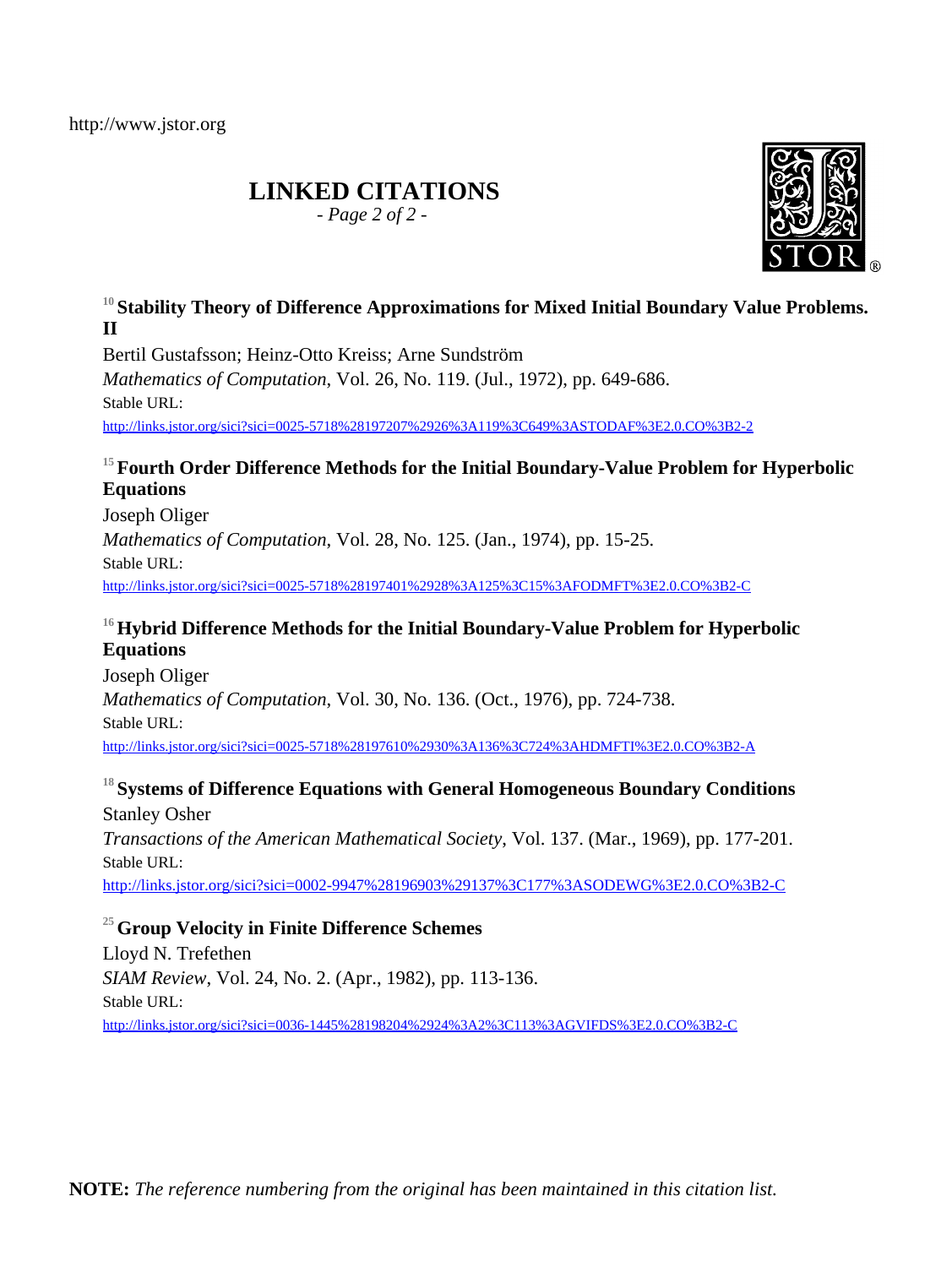http://www.jstor.org

# LINKED CITATIONS

*- Page 2 of 2 -*

[10] **Stability Theory of Difference Approximations for Mixed Initial Boundary Value Problems. II**

Bertil Gustafsson; Heinz-Otto Kreiss; Arne Sundström

*Mathematics of Computation*, Vol. 26, No. 119. (Jul., 1972), pp. 649-686.

Stable URL:

http://links.jstor.org/sici?sici=0025-5718%28197207%2926%3A119%3C649%3ASTODAF%3E2.0.CO%3B2-2

[15] **Fourth Order Difference Methods for the Initial Boundary-Value Problem for Hyperbolic Equations**

Joseph Oliger

*Mathematics of Computation*, Vol. 28, No. 125. (Jan., 1974), pp. 15-25.

Stable URL:

http://links.jstor.org/sici?sici=0025-5718%28197401%2928%3A125%3C15%3AFODMFT%3E2.0.CO%3B2-C

[16] **Hybrid Difference Methods for the Initial Boundary-Value Problem for Hyperbolic Equations**

Joseph Oliger

*Mathematics of Computation*, Vol. 30, No. 136. (Oct., 1976), pp. 724-738.

Stable URL:

http://links.jstor.org/sici?sici=0025-5718%28197610%2930%3A136%3C724%3AHDMFTI%3E2.0.CO%3B2-A

[18] **Systems of Difference Equations with General Homogeneous Boundary Conditions**

Stanley Osher

*Transactions of the American Mathematical Society*, Vol. 137. (Mar., 1969), pp. 177-201.

Stable URL:

http://links.jstor.org/sici?sici=0002-9947%28196903%29137%3C177%3ASODEWG%3E2.0.CO%3B2-C

[25] **Group Velocity in Finite Difference Schemes**

Lloyd N. Trefethen

*SIAM Review*, Vol. 24, No. 2. (Apr., 1982), pp. 113-136.

Stable URL:

http://links.jstor.org/sici?sici=0036-1445%28198204%2924%3A2%3C113%3AGVIFDS%3E2.0.CO%3B2-C

**NOTE:** *The reference numbering from the original has been maintained in this citation list.*